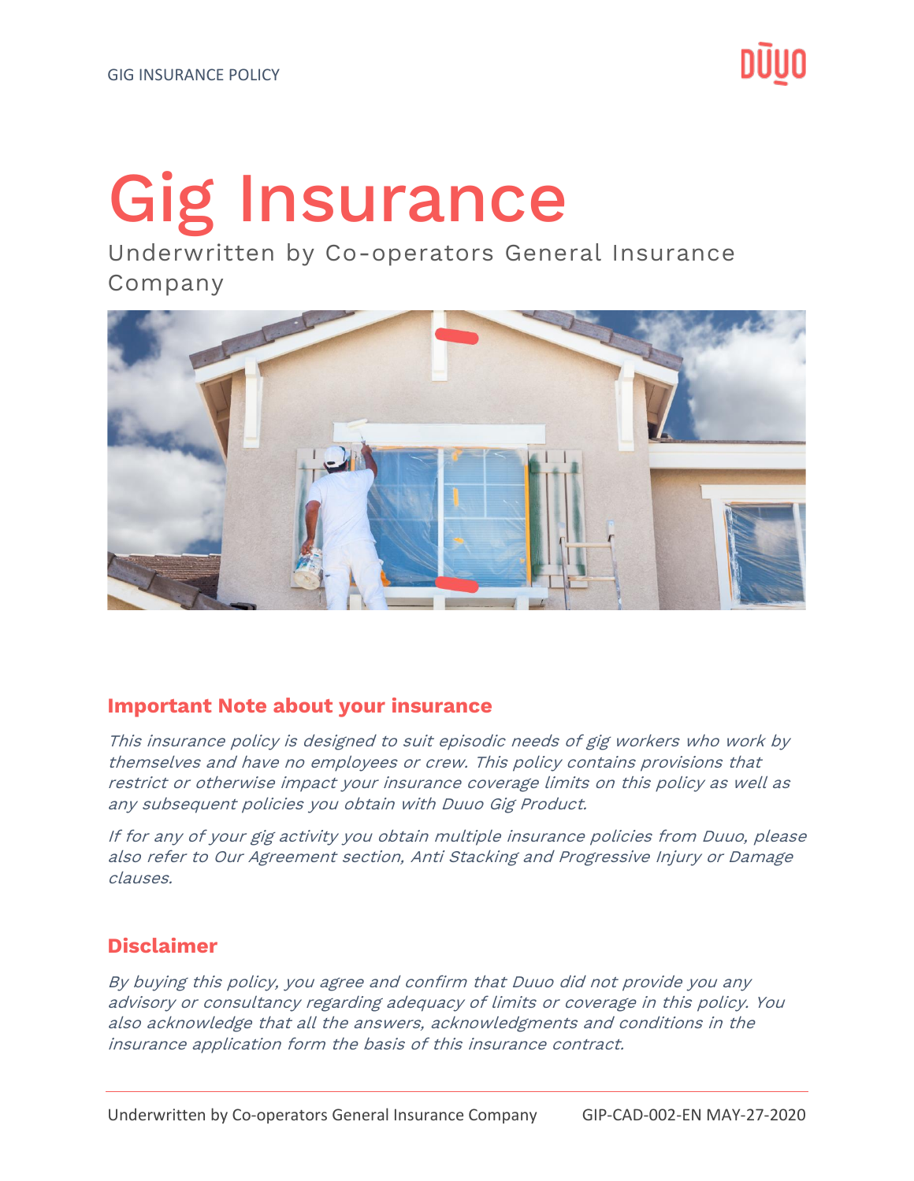# Gig Insurance

Underwritten by Co-operators General Insurance Company

## Important Note about your insurance

*This insurance policy is designed to suit episodic needs of gig workers who work by themselves and have no employees or crew. This policy contains provisions that restrict or otherwise impact your insurance coverage limits on this policy as well as any subsequent policies you obtain with Duuo Gig Product.*

*If for any of your gig activity you obtain multiple insurance policies from Duuo, please also refer to Our Agreement section, Anti Stacking and Progressive Injury or Damage clauses.*

## Disclaimer

*By buying this policy, you agree and confirm that Duuo did not provide you any advisory or consultancy regarding adequacy of limits or coverage in this policy. You also acknowledge that all the answers, acknowledgments and conditions in the insurance application form the basis of this insurance contract.*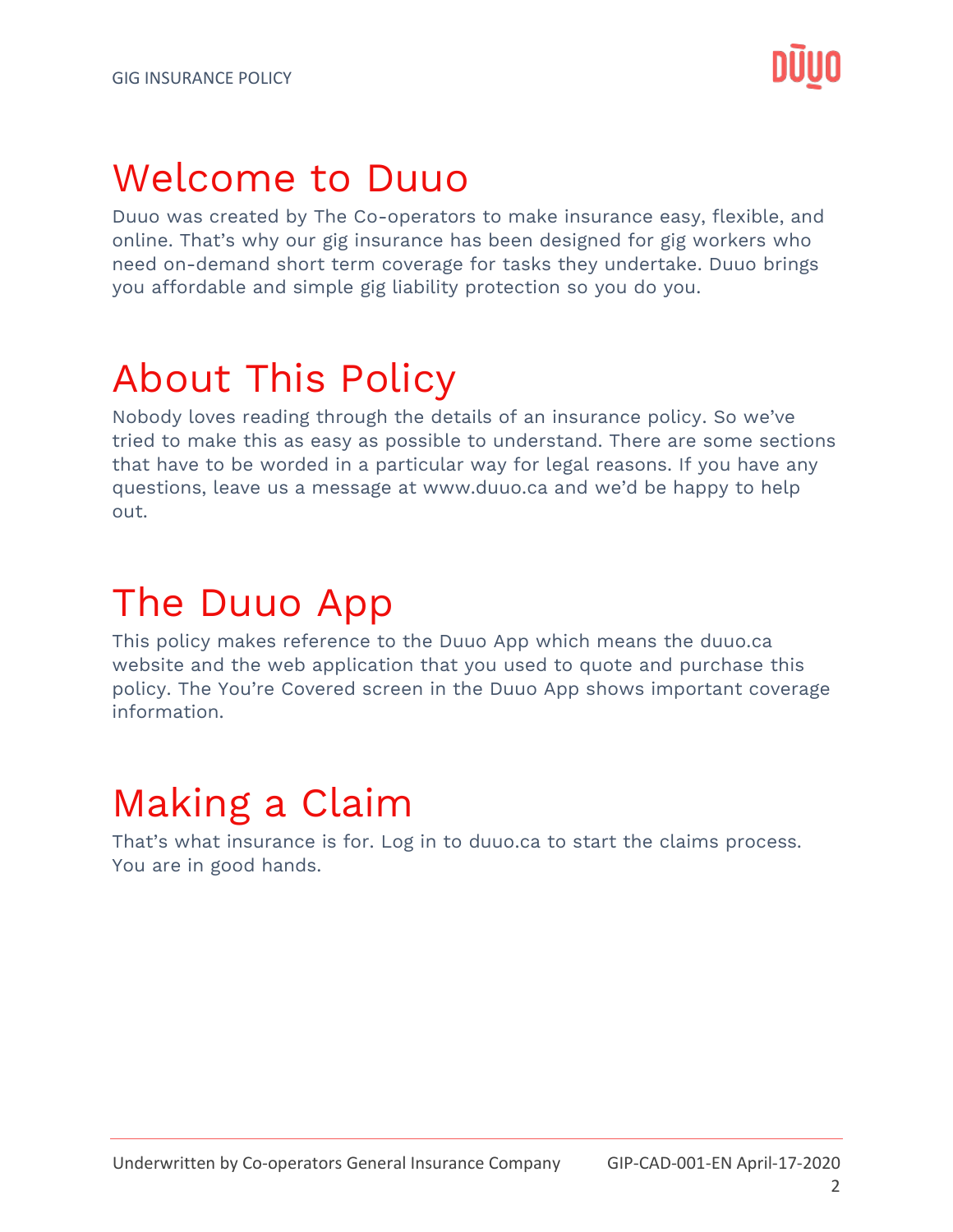# Welcome to Duuo

Duuo was created by The Co-operators to make insurance easy, flexible, and online. That's why our gig insurance has been designed for gig workers who need on-demand short term coverage for tasks they undertake. Duuo brings you affordable and simple gig liability protection so you do you.

# About This Policy

Nobody loves reading through the details of an insurance policy. So we've tried to make this as easy as possible to understand. There are some sections that have to be worded in a particular way for legal reasons. If you have any questions, leave us a message at www.duuo.ca and we'd be happy to help out.

# The Duuo App

This policy makes reference to the Duuo App which means the duuo.ca website and the web application that you used to quote and purchase this policy. The You're Covered screen in the Duuo App shows important coverage information.

# Making a Claim

That's what insurance is for. Log in to duuo.ca to start the claims process. You are in good hands.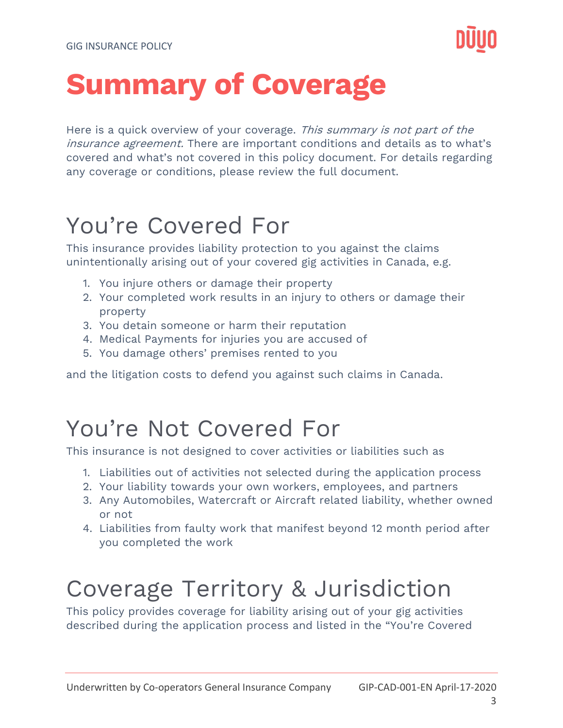# Summary of Coverage

Here is a quick overview of your coverage. *This summary is not part of the insurance agreement.* There are important conditions and details as to what's covered and what's not covered in this policy document. For details regarding any coverage or conditions, please review the full document.

## You're Covered For

This insurance provides liability protection to you against the claims unintentionally arising out of your covered gig activities in Canada, e.g.

1. You injure others or damage their property
2. Your completed work results in an injury to others or damage their property
3. You detain someone or harm their reputation
4. Medical Payments for injuries you are accused of
5. You damage others' premises rented to you

and the litigation costs to defend you against such claims in Canada.

## You're Not Covered For

This insurance is not designed to cover activities or liabilities such as

1. Liabilities out of activities not selected during the application process
2. Your liability towards your own workers, employees, and partners
3. Any Automobiles, Watercraft or Aircraft related liability, whether owned or not
4. Liabilities from faulty work that manifest beyond 12 month period after you completed the work

## Coverage Territory & Jurisdiction

This policy provides coverage for liability arising out of your gig activities described during the application process and listed in the "You're Covered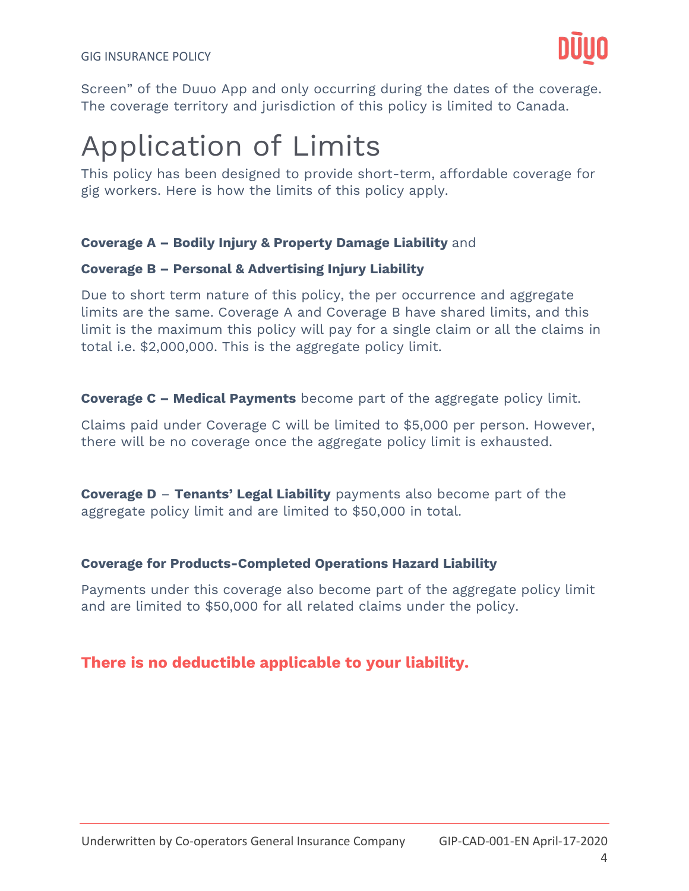Screen" of the Duuo App and only occurring during the dates of the coverage. The coverage territory and jurisdiction of this policy is limited to Canada.

# Application of Limits

This policy has been designed to provide short-term, affordable coverage for gig workers. Here is how the limits of this policy apply.

**Coverage A – Bodily Injury & Property Damage Liability** and

**Coverage B – Personal & Advertising Injury Liability**

Due to short term nature of this policy, the per occurrence and aggregate limits are the same. Coverage A and Coverage B have shared limits, and this limit is the maximum this policy will pay for a single claim or all the claims in total i.e. $2,000,000. This is the aggregate policy limit.

**Coverage C – Medical Payments** become part of the aggregate policy limit.

Claims paid under Coverage C will be limited to $5,000 per person. However, there will be no coverage once the aggregate policy limit is exhausted.

**Coverage D** – **Tenants' Legal Liability** payments also become part of the aggregate policy limit and are limited to $50,000 in total.

**Coverage for Products-Completed Operations Hazard Liability**

Payments under this coverage also become part of the aggregate policy limit and are limited to $50,000 for all related claims under the policy.

**There is no deductible applicable to your liability.**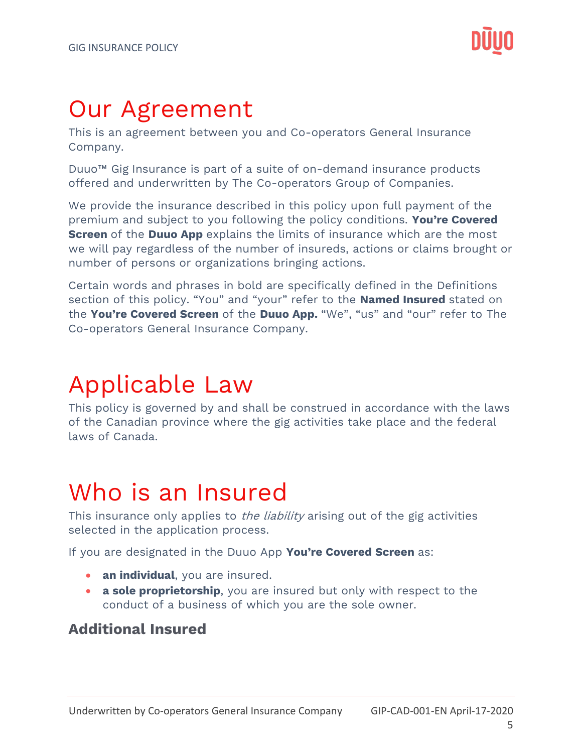# Our Agreement

This is an agreement between you and Co-operators General Insurance Company.

Duuo™ Gig Insurance is part of a suite of on-demand insurance products offered and underwritten by The Co-operators Group of Companies.

We provide the insurance described in this policy upon full payment of the premium and subject to you following the policy conditions. **You're Covered Screen** of the **Duuo App** explains the limits of insurance which are the most we will pay regardless of the number of insureds, actions or claims brought or number of persons or organizations bringing actions.

Certain words and phrases in bold are specifically defined in the Definitions section of this policy. "You" and "your" refer to the **Named Insured** stated on the **You're Covered Screen** of the **Duuo App.** "We", "us" and "our" refer to The Co-operators General Insurance Company.

# Applicable Law

This policy is governed by and shall be construed in accordance with the laws of the Canadian province where the gig activities take place and the federal laws of Canada.

# Who is an Insured

This insurance only applies to *the liability* arising out of the gig activities selected in the application process.

If you are designated in the Duuo App **You're Covered Screen** as:

- **an individual**, you are insured.
- **a sole proprietorship**, you are insured but only with respect to the conduct of a business of which you are the sole owner.

### Additional Insured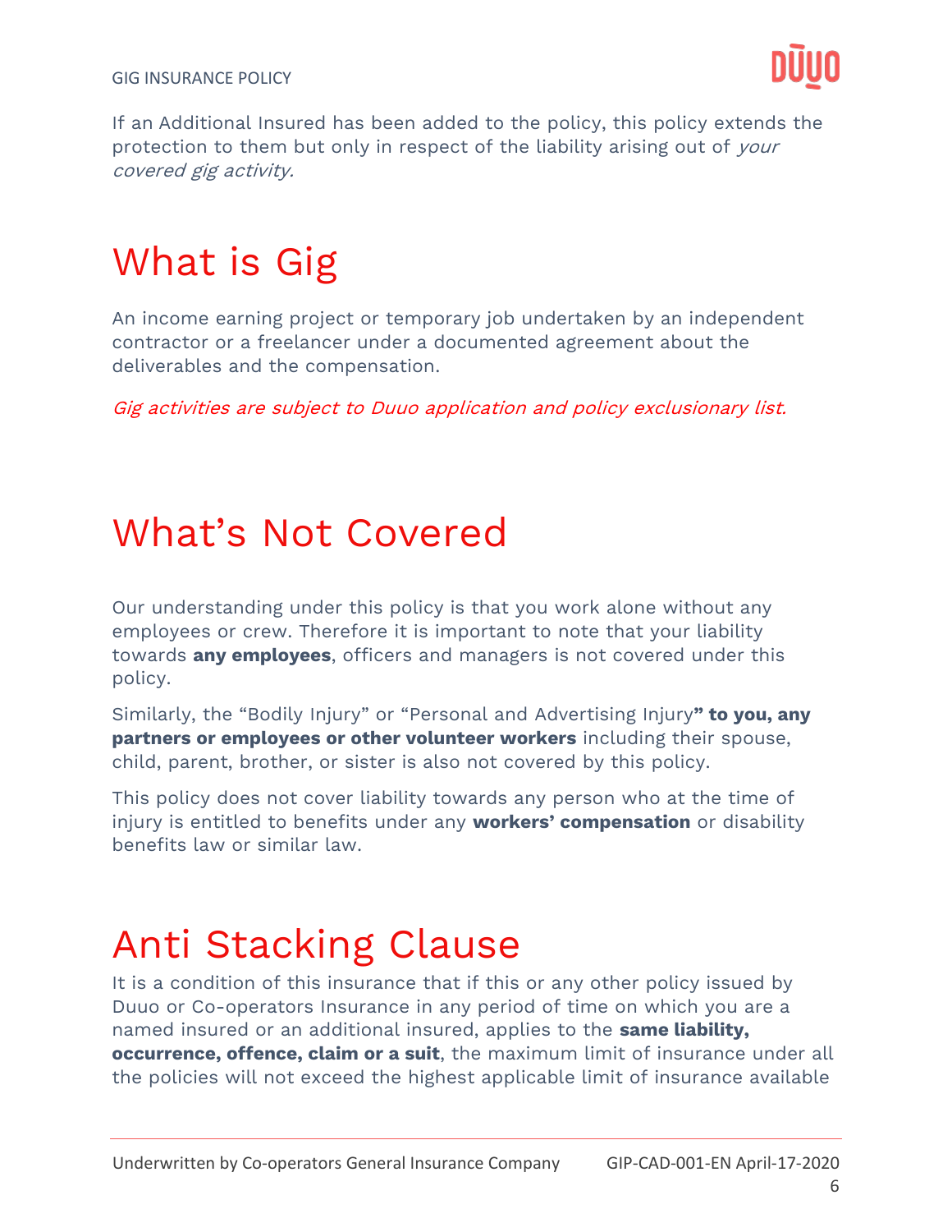If an Additional Insured has been added to the policy, this policy extends the protection to them but only in respect of the liability arising out of *your covered gig activity.*

# What is Gig

An income earning project or temporary job undertaken by an independent contractor or a freelancer under a documented agreement about the deliverables and the compensation.

*Gig activities are subject to Duuo application and policy exclusionary list.*

# What's Not Covered

Our understanding under this policy is that you work alone without any employees or crew. Therefore it is important to note that your liability towards **any employees**, officers and managers is not covered under this policy.

Similarly, the "Bodily Injury" or "Personal and Advertising Injury**" to you, any partners or employees or other volunteer workers** including their spouse, child, parent, brother, or sister is also not covered by this policy.

This policy does not cover liability towards any person who at the time of injury is entitled to benefits under any **workers' compensation** or disability benefits law or similar law.

# Anti Stacking Clause

It is a condition of this insurance that if this or any other policy issued by Duuo or Co-operators Insurance in any period of time on which you are a named insured or an additional insured, applies to the **same liability, occurrence, offence, claim or a suit**, the maximum limit of insurance under all the policies will not exceed the highest applicable limit of insurance available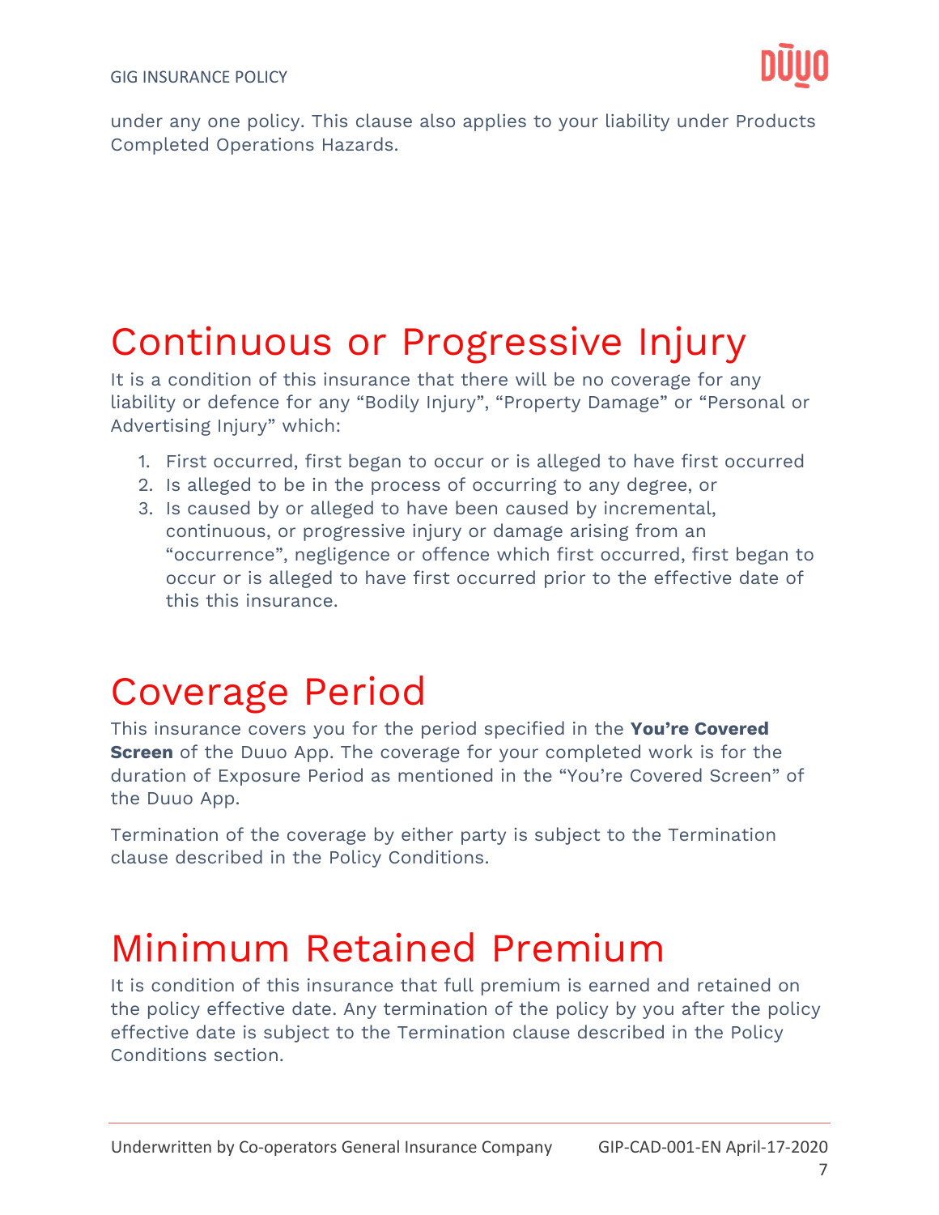under any one policy. This clause also applies to your liability under Products Completed Operations Hazards.

# Continuous or Progressive Injury

It is a condition of this insurance that there will be no coverage for any liability or defence for any "Bodily Injury", "Property Damage" or "Personal or Advertising Injury" which:

1. First occurred, first began to occur or is alleged to have first occurred
2. Is alleged to be in the process of occurring to any degree, or
3. Is caused by or alleged to have been caused by incremental, continuous, or progressive injury or damage arising from an "occurrence", negligence or offence which first occurred, first began to occur or is alleged to have first occurred prior to the effective date of this this insurance.

# Coverage Period

This insurance covers you for the period specified in the **You're Covered Screen** of the Duuo App. The coverage for your completed work is for the duration of Exposure Period as mentioned in the "You're Covered Screen" of the Duuo App.

Termination of the coverage by either party is subject to the Termination clause described in the Policy Conditions.

# Minimum Retained Premium

It is condition of this insurance that full premium is earned and retained on the policy effective date. Any termination of the policy by you after the policy effective date is subject to the Termination clause described in the Policy Conditions section.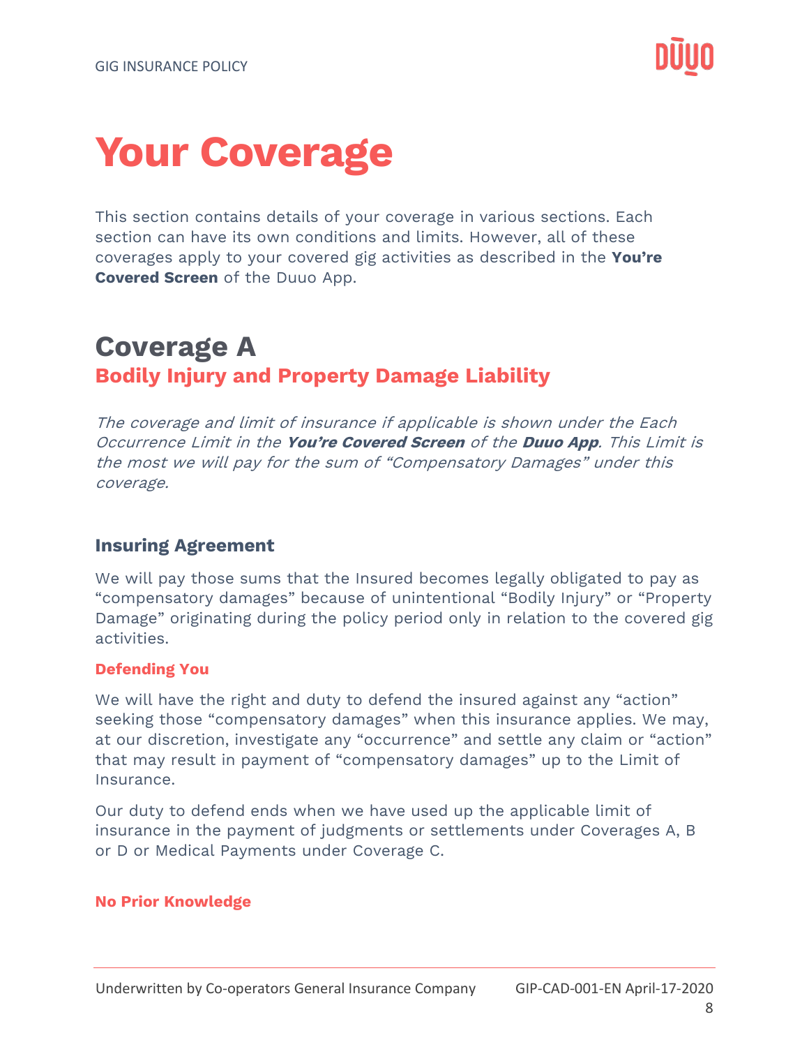# Your Coverage

This section contains details of your coverage in various sections. Each section can have its own conditions and limits. However, all of these coverages apply to your covered gig activities as described in the **You're Covered Screen** of the Duuo App.

## Coverage A

### Bodily Injury and Property Damage Liability

*The coverage and limit of insurance if applicable is shown under the Each Occurrence Limit in the **You're Covered Screen** of the **Duuo App**. This Limit is the most we will pay for the sum of "Compensatory Damages" under this coverage.*

#### Insuring Agreement

We will pay those sums that the Insured becomes legally obligated to pay as "compensatory damages" because of unintentional "Bodily Injury" or "Property Damage" originating during the policy period only in relation to the covered gig activities.

**Defending You**

We will have the right and duty to defend the insured against any "action" seeking those "compensatory damages" when this insurance applies. We may, at our discretion, investigate any "occurrence" and settle any claim or "action" that may result in payment of "compensatory damages" up to the Limit of Insurance.

Our duty to defend ends when we have used up the applicable limit of insurance in the payment of judgments or settlements under Coverages A, B or D or Medical Payments under Coverage C.

**No Prior Knowledge**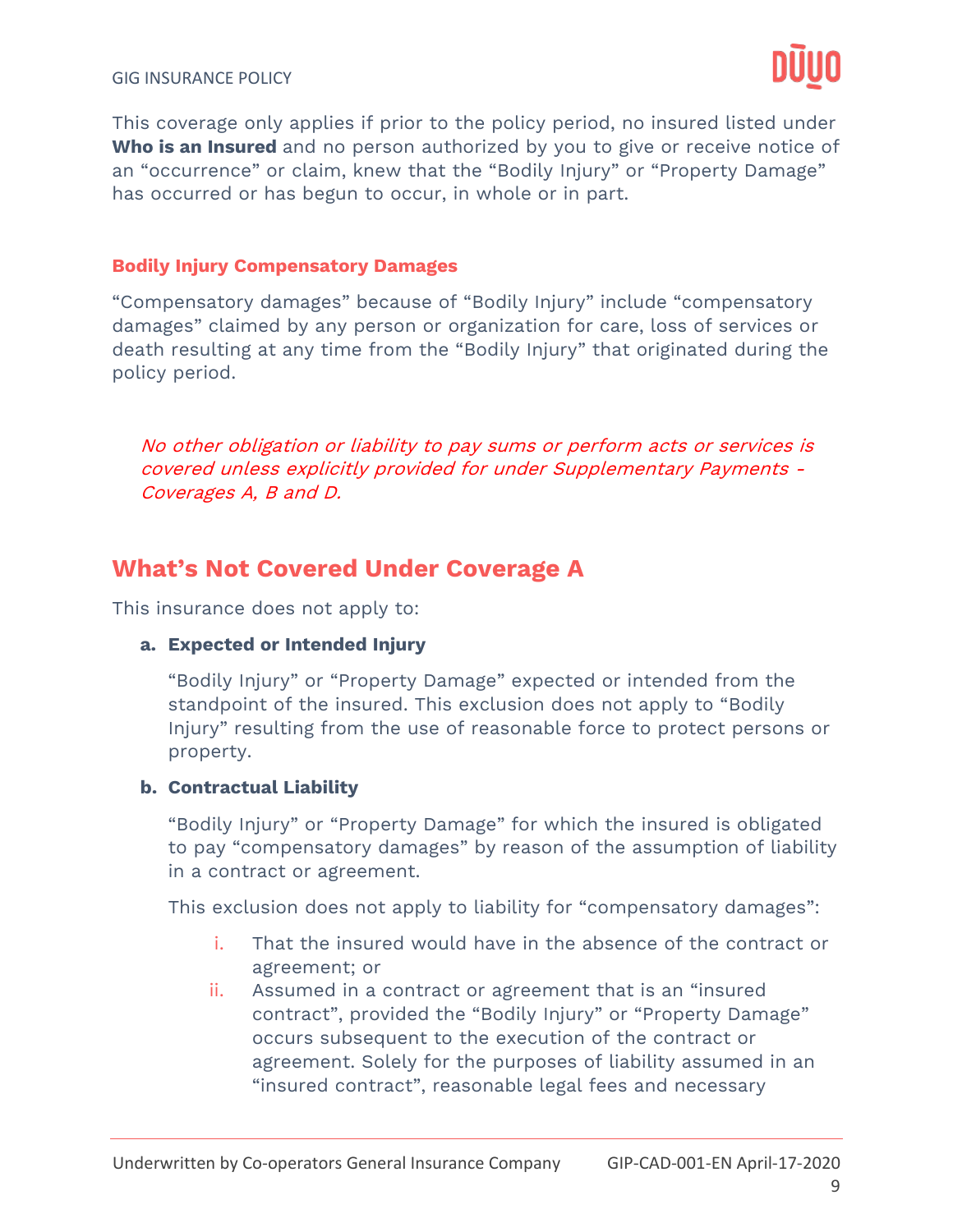This coverage only applies if prior to the policy period, no insured listed under **Who is an Insured** and no person authorized by you to give or receive notice of an "occurrence" or claim, knew that the "Bodily Injury" or "Property Damage" has occurred or has begun to occur, in whole or in part.

### Bodily Injury Compensatory Damages

"Compensatory damages" because of "Bodily Injury" include "compensatory damages" claimed by any person or organization for care, loss of services or death resulting at any time from the "Bodily Injury" that originated during the policy period.

*No other obligation or liability to pay sums or perform acts or services is covered unless explicitly provided for under Supplementary Payments - Coverages A, B and D.*

## What's Not Covered Under Coverage A

This insurance does not apply to:

**a. Expected or Intended Injury**

"Bodily Injury" or "Property Damage" expected or intended from the standpoint of the insured. This exclusion does not apply to "Bodily Injury" resulting from the use of reasonable force to protect persons or property.

**b. Contractual Liability**

"Bodily Injury" or "Property Damage" for which the insured is obligated to pay "compensatory damages" by reason of the assumption of liability in a contract or agreement.

This exclusion does not apply to liability for "compensatory damages":

i. That the insured would have in the absence of the contract or agreement; or

ii. Assumed in a contract or agreement that is an "insured contract", provided the "Bodily Injury" or "Property Damage" occurs subsequent to the execution of the contract or agreement. Solely for the purposes of liability assumed in an "insured contract", reasonable legal fees and necessary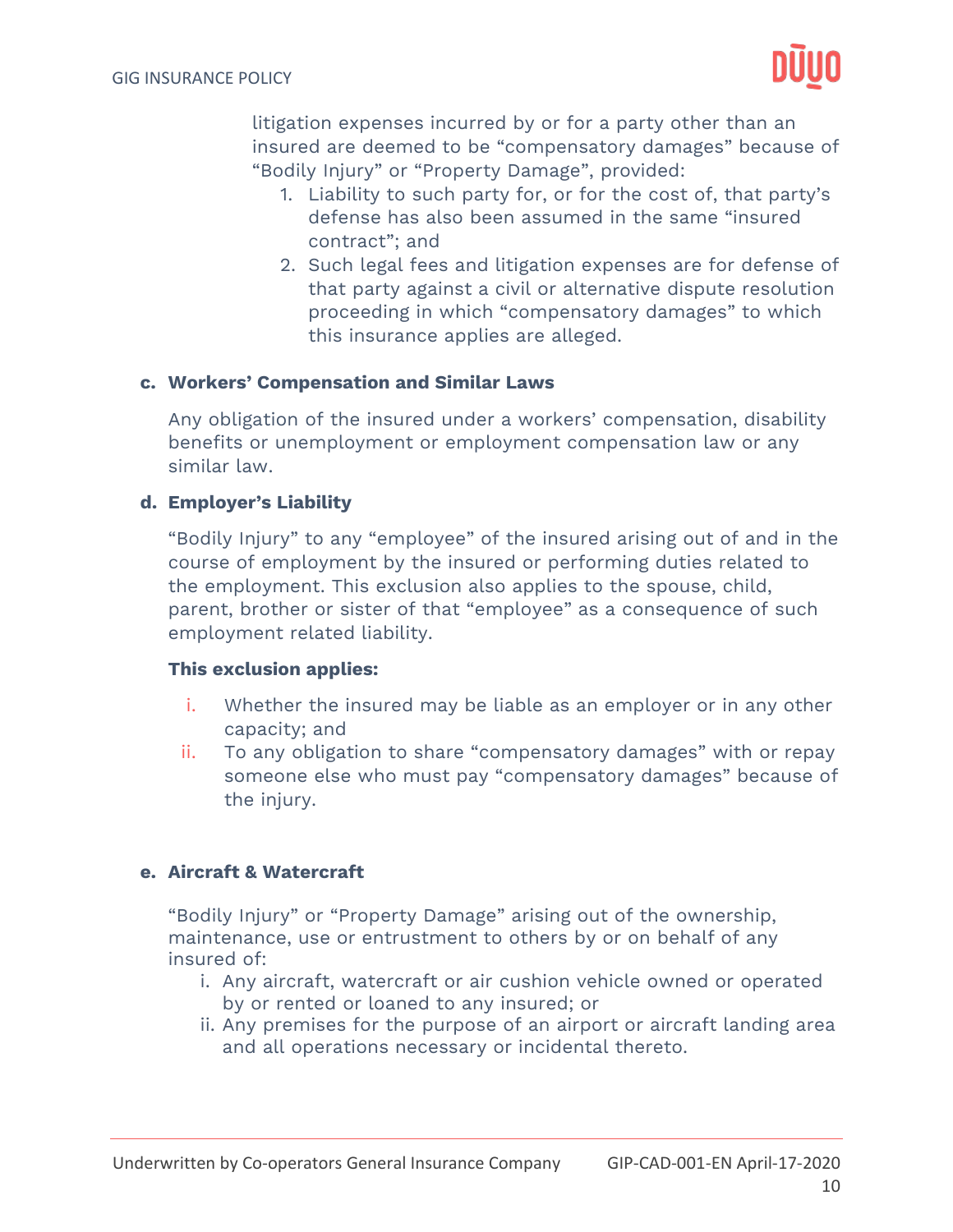litigation expenses incurred by or for a party other than an insured are deemed to be "compensatory damages" because of "Bodily Injury" or "Property Damage", provided:

1. Liability to such party for, or for the cost of, that party's defense has also been assumed in the same "insured contract"; and
2. Such legal fees and litigation expenses are for defense of that party against a civil or alternative dispute resolution proceeding in which "compensatory damages" to which this insurance applies are alleged.

**c. Workers' Compensation and Similar Laws**

Any obligation of the insured under a workers' compensation, disability benefits or unemployment or employment compensation law or any similar law.

**d. Employer's Liability**

"Bodily Injury" to any "employee" of the insured arising out of and in the course of employment by the insured or performing duties related to the employment. This exclusion also applies to the spouse, child, parent, brother or sister of that "employee" as a consequence of such employment related liability.

**This exclusion applies:**

i. Whether the insured may be liable as an employer or in any other capacity; and
ii. To any obligation to share "compensatory damages" with or repay someone else who must pay "compensatory damages" because of the injury.

**e. Aircraft & Watercraft**

"Bodily Injury" or "Property Damage" arising out of the ownership, maintenance, use or entrustment to others by or on behalf of any insured of:

i. Any aircraft, watercraft or air cushion vehicle owned or operated by or rented or loaned to any insured; or
ii. Any premises for the purpose of an airport or aircraft landing area and all operations necessary or incidental thereto.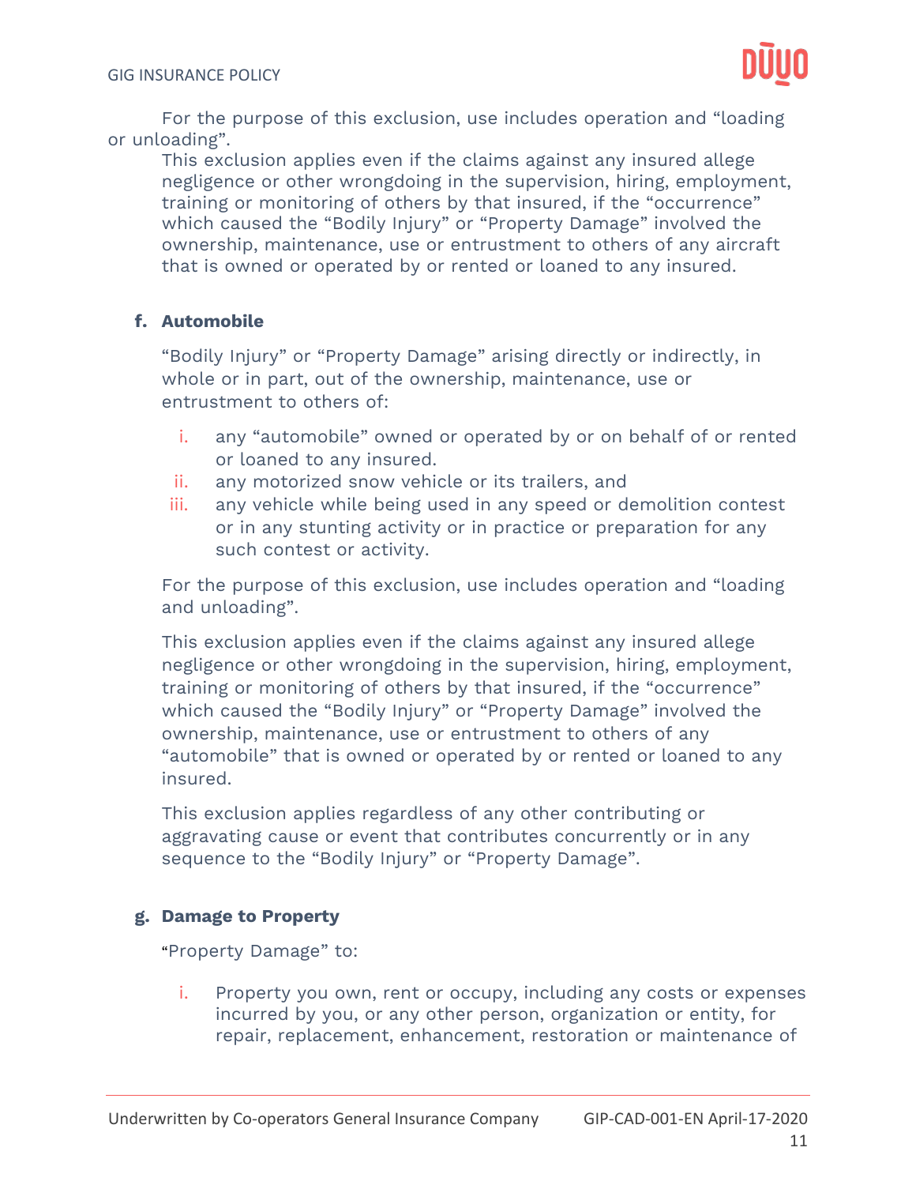For the purpose of this exclusion, use includes operation and "loading or unloading".

This exclusion applies even if the claims against any insured allege negligence or other wrongdoing in the supervision, hiring, employment, training or monitoring of others by that insured, if the "occurrence" which caused the "Bodily Injury" or "Property Damage" involved the ownership, maintenance, use or entrustment to others of any aircraft that is owned or operated by or rented or loaned to any insured.

**f. Automobile**

"Bodily Injury" or "Property Damage" arising directly or indirectly, in whole or in part, out of the ownership, maintenance, use or entrustment to others of:

i. any "automobile" owned or operated by or on behalf of or rented or loaned to any insured.
ii. any motorized snow vehicle or its trailers, and
iii. any vehicle while being used in any speed or demolition contest or in any stunting activity or in practice or preparation for any such contest or activity.

For the purpose of this exclusion, use includes operation and "loading and unloading".

This exclusion applies even if the claims against any insured allege negligence or other wrongdoing in the supervision, hiring, employment, training or monitoring of others by that insured, if the "occurrence" which caused the "Bodily Injury" or "Property Damage" involved the ownership, maintenance, use or entrustment to others of any "automobile" that is owned or operated by or rented or loaned to any insured.

This exclusion applies regardless of any other contributing or aggravating cause or event that contributes concurrently or in any sequence to the "Bodily Injury" or "Property Damage".

**g. Damage to Property**

"Property Damage" to:

i. Property you own, rent or occupy, including any costs or expenses incurred by you, or any other person, organization or entity, for repair, replacement, enhancement, restoration or maintenance of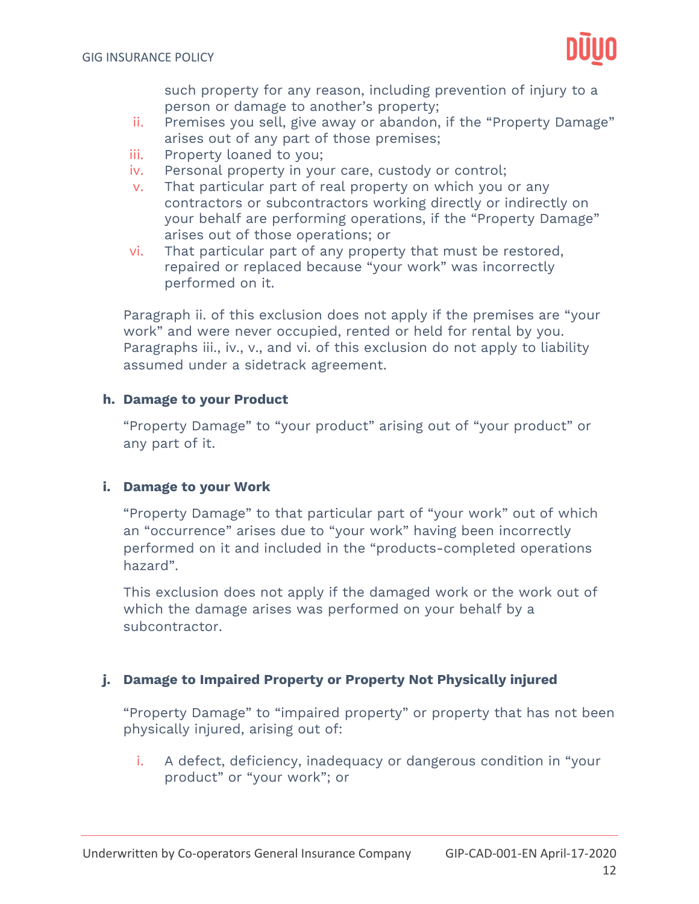such property for any reason, including prevention of injury to a person or damage to another's property;

ii. Premises you sell, give away or abandon, if the "Property Damage" arises out of any part of those premises;
iii. Property loaned to you;
iv. Personal property in your care, custody or control;
v. That particular part of real property on which you or any contractors or subcontractors working directly or indirectly on your behalf are performing operations, if the "Property Damage" arises out of those operations; or
vi. That particular part of any property that must be restored, repaired or replaced because "your work" was incorrectly performed on it.

Paragraph ii. of this exclusion does not apply if the premises are "your work" and were never occupied, rented or held for rental by you. Paragraphs iii., iv., v., and vi. of this exclusion do not apply to liability assumed under a sidetrack agreement.

**h. Damage to your Product**

"Property Damage" to "your product" arising out of "your product" or any part of it.

**i. Damage to your Work**

"Property Damage" to that particular part of "your work" out of which an "occurrence" arises due to "your work" having been incorrectly performed on it and included in the "products-completed operations hazard".

This exclusion does not apply if the damaged work or the work out of which the damage arises was performed on your behalf by a subcontractor.

**j. Damage to Impaired Property or Property Not Physically injured**

"Property Damage" to "impaired property" or property that has not been physically injured, arising out of:

i. A defect, deficiency, inadequacy or dangerous condition in "your product" or "your work"; or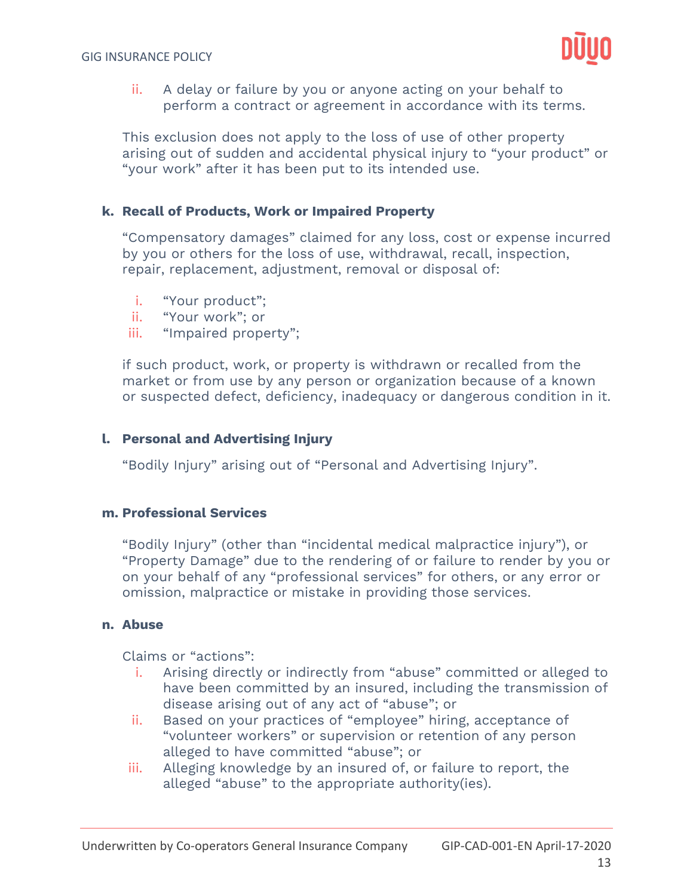ii. A delay or failure by you or anyone acting on your behalf to perform a contract or agreement in accordance with its terms.

This exclusion does not apply to the loss of use of other property arising out of sudden and accidental physical injury to "your product" or "your work" after it has been put to its intended use.

**k. Recall of Products, Work or Impaired Property**

"Compensatory damages" claimed for any loss, cost or expense incurred by you or others for the loss of use, withdrawal, recall, inspection, repair, replacement, adjustment, removal or disposal of:

i. "Your product";
ii. "Your work"; or
iii. "Impaired property";

if such product, work, or property is withdrawn or recalled from the market or from use by any person or organization because of a known or suspected defect, deficiency, inadequacy or dangerous condition in it.

**l. Personal and Advertising Injury**

"Bodily Injury" arising out of "Personal and Advertising Injury".

**m. Professional Services**

"Bodily Injury" (other than "incidental medical malpractice injury"), or "Property Damage" due to the rendering of or failure to render by you or on your behalf of any "professional services" for others, or any error or omission, malpractice or mistake in providing those services.

**n. Abuse**

Claims or "actions":

i. Arising directly or indirectly from "abuse" committed or alleged to have been committed by an insured, including the transmission of disease arising out of any act of "abuse"; or
ii. Based on your practices of "employee" hiring, acceptance of "volunteer workers" or supervision or retention of any person alleged to have committed "abuse"; or
iii. Alleging knowledge by an insured of, or failure to report, the alleged "abuse" to the appropriate authority(ies).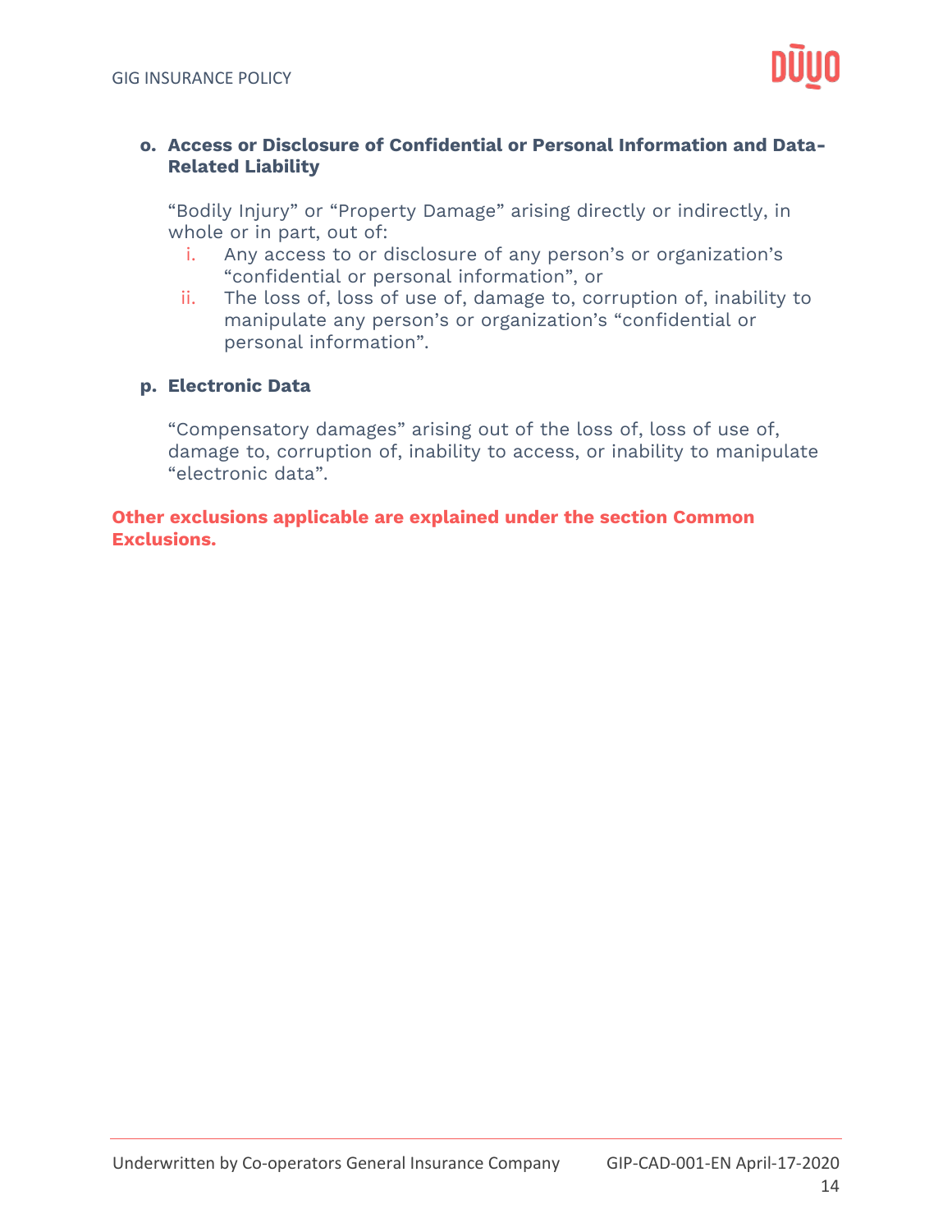**o. Access or Disclosure of Confidential or Personal Information and Data-Related Liability**

"Bodily Injury" or "Property Damage" arising directly or indirectly, in whole or in part, out of:

i. Any access to or disclosure of any person's or organization's "confidential or personal information", or
ii. The loss of, loss of use of, damage to, corruption of, inability to manipulate any person's or organization's "confidential or personal information".

**p. Electronic Data**

"Compensatory damages" arising out of the loss of, loss of use of, damage to, corruption of, inability to access, or inability to manipulate "electronic data".

**Other exclusions applicable are explained under the section Common Exclusions.**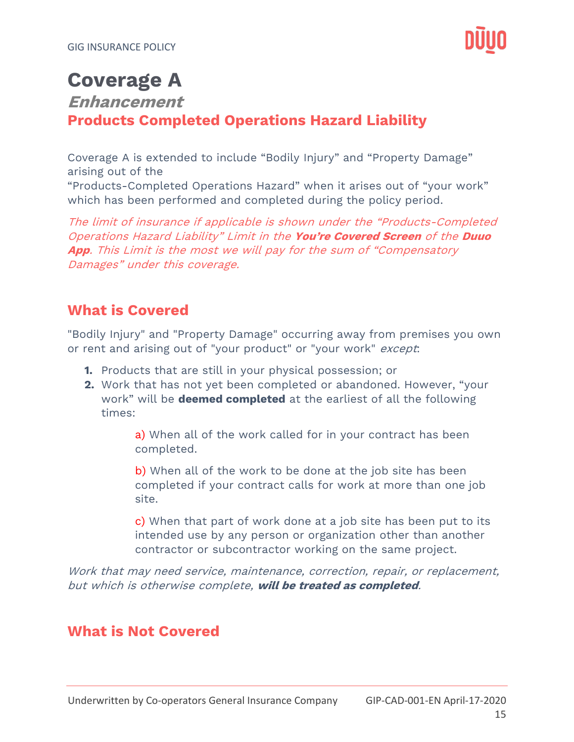# Coverage A

## *Enhancement*

## Products Completed Operations Hazard Liability

Coverage A is extended to include "Bodily Injury" and "Property Damage" arising out of the
"Products-Completed Operations Hazard" when it arises out of "your work" which has been performed and completed during the policy period.

*The limit of insurance if applicable is shown under the "Products-Completed Operations Hazard Liability" Limit in the **You're Covered Screen** of the **Duuo App**. This Limit is the most we will pay for the sum of "Compensatory Damages" under this coverage.*

## What is Covered

"Bodily Injury" and "Property Damage" occurring away from premises you own or rent and arising out of "your product" or "your work" *except*:

1. Products that are still in your physical possession; or
2. Work that has not yet been completed or abandoned. However, "your work" will be **deemed completed** at the earliest of all the following times:

   a) When all of the work called for in your contract has been completed.

   b) When all of the work to be done at the job site has been completed if your contract calls for work at more than one job site.

   c) When that part of work done at a job site has been put to its intended use by any person or organization other than another contractor or subcontractor working on the same project.

*Work that may need service, maintenance, correction, repair, or replacement, but which is otherwise complete, **will be treated as completed**.*

## What is Not Covered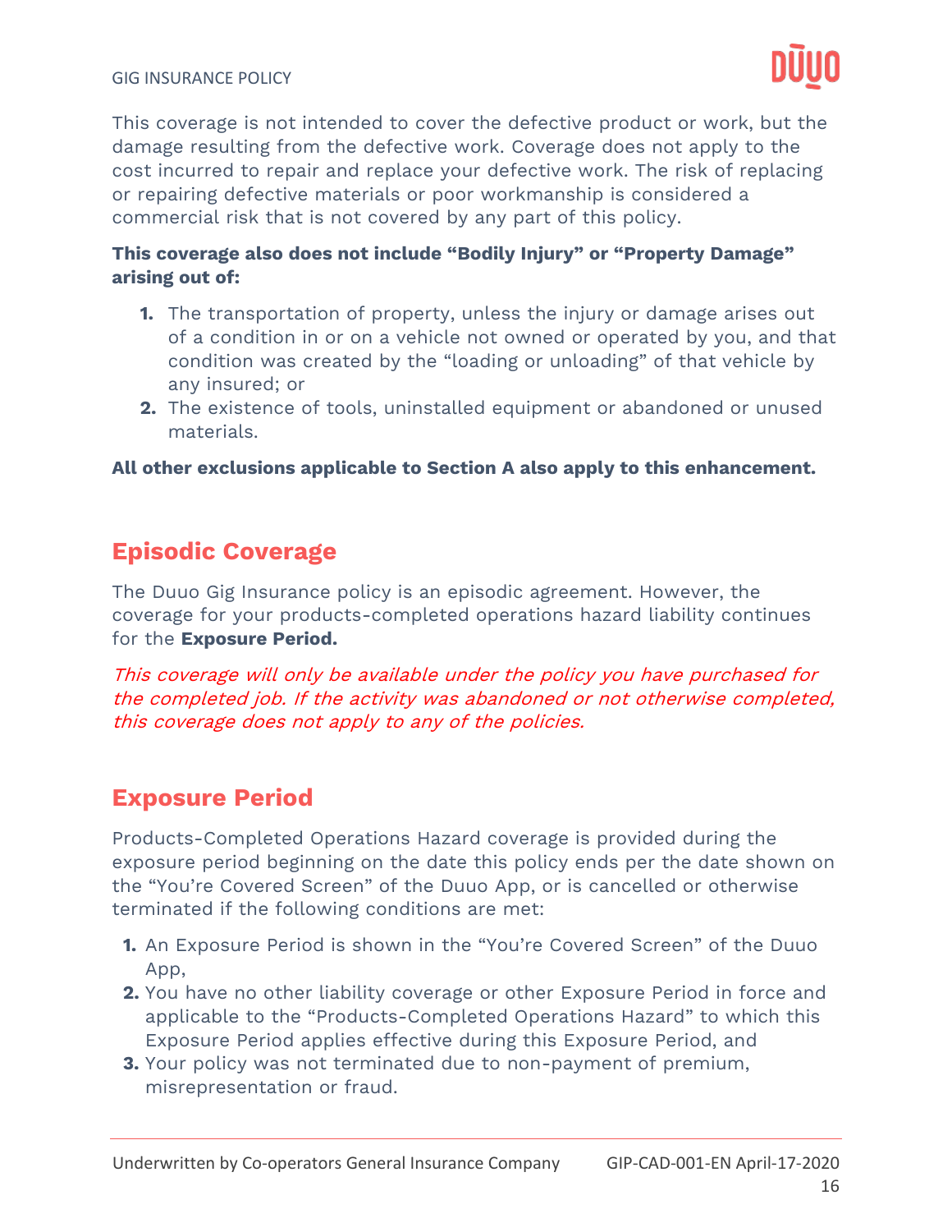This coverage is not intended to cover the defective product or work, but the damage resulting from the defective work. Coverage does not apply to the cost incurred to repair and replace your defective work. The risk of replacing or repairing defective materials or poor workmanship is considered a commercial risk that is not covered by any part of this policy.

**This coverage also does not include "Bodily Injury" or "Property Damage" arising out of:**

1. The transportation of property, unless the injury or damage arises out of a condition in or on a vehicle not owned or operated by you, and that condition was created by the "loading or unloading" of that vehicle by any insured; or
2. The existence of tools, uninstalled equipment or abandoned or unused materials.

**All other exclusions applicable to Section A also apply to this enhancement.**

## Episodic Coverage

The Duuo Gig Insurance policy is an episodic agreement. However, the coverage for your products-completed operations hazard liability continues for the **Exposure Period.**

*This coverage will only be available under the policy you have purchased for the completed job. If the activity was abandoned or not otherwise completed, this coverage does not apply to any of the policies.*

## Exposure Period

Products-Completed Operations Hazard coverage is provided during the exposure period beginning on the date this policy ends per the date shown on the "You're Covered Screen" of the Duuo App, or is cancelled or otherwise terminated if the following conditions are met:

1. An Exposure Period is shown in the "You're Covered Screen" of the Duuo App,
2. You have no other liability coverage or other Exposure Period in force and applicable to the "Products-Completed Operations Hazard" to which this Exposure Period applies effective during this Exposure Period, and
3. Your policy was not terminated due to non-payment of premium, misrepresentation or fraud.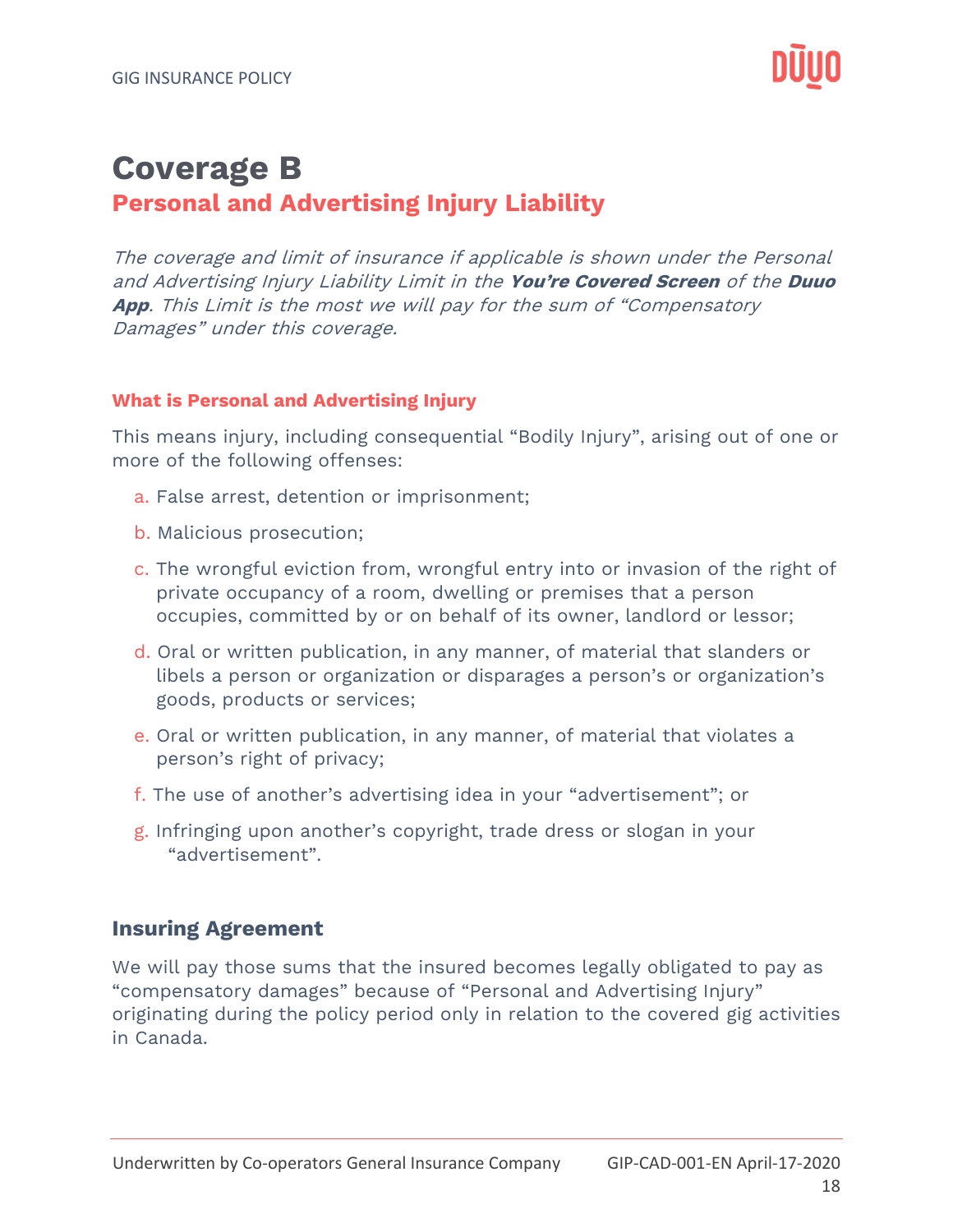# Coverage B

## Personal and Advertising Injury Liability

*The coverage and limit of insurance if applicable is shown under the Personal and Advertising Injury Liability Limit in the **You're Covered Screen** of the **Duuo App**. This Limit is the most we will pay for the sum of "Compensatory Damages" under this coverage.*

### What is Personal and Advertising Injury

This means injury, including consequential "Bodily Injury", arising out of one or more of the following offenses:

a. False arrest, detention or imprisonment;

b. Malicious prosecution;

c. The wrongful eviction from, wrongful entry into or invasion of the right of private occupancy of a room, dwelling or premises that a person occupies, committed by or on behalf of its owner, landlord or lessor;

d. Oral or written publication, in any manner, of material that slanders or libels a person or organization or disparages a person's or organization's goods, products or services;

e. Oral or written publication, in any manner, of material that violates a person's right of privacy;

f. The use of another's advertising idea in your "advertisement"; or

g. Infringing upon another's copyright, trade dress or slogan in your "advertisement".

### Insuring Agreement

We will pay those sums that the insured becomes legally obligated to pay as "compensatory damages" because of "Personal and Advertising Injury" originating during the policy period only in relation to the covered gig activities in Canada.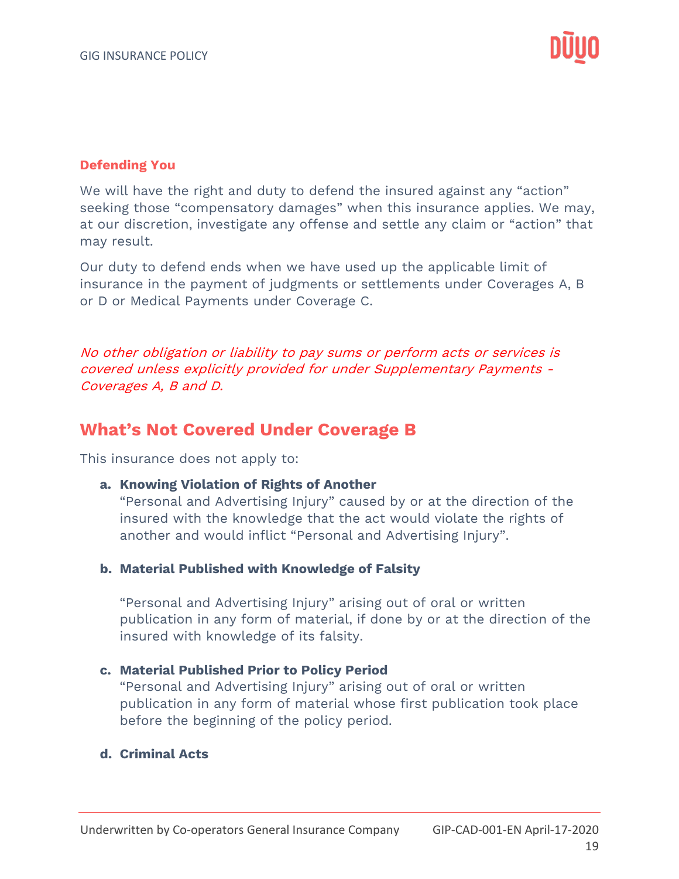### Defending You

We will have the right and duty to defend the insured against any “action” seeking those “compensatory damages” when this insurance applies. We may, at our discretion, investigate any offense and settle any claim or “action” that may result.

Our duty to defend ends when we have used up the applicable limit of insurance in the payment of judgments or settlements under Coverages A, B or D or Medical Payments under Coverage C.

*No other obligation or liability to pay sums or perform acts or services is covered unless explicitly provided for under Supplementary Payments - Coverages A, B and D.*

## What’s Not Covered Under Coverage B

This insurance does not apply to:

a. **Knowing Violation of Rights of Another**
   “Personal and Advertising Injury” caused by or at the direction of the insured with the knowledge that the act would violate the rights of another and would inflict “Personal and Advertising Injury”.

b. **Material Published with Knowledge of Falsity**

   “Personal and Advertising Injury” arising out of oral or written publication in any form of material, if done by or at the direction of the insured with knowledge of its falsity.

c. **Material Published Prior to Policy Period**
   “Personal and Advertising Injury” arising out of oral or written publication in any form of material whose first publication took place before the beginning of the policy period.

d. **Criminal Acts**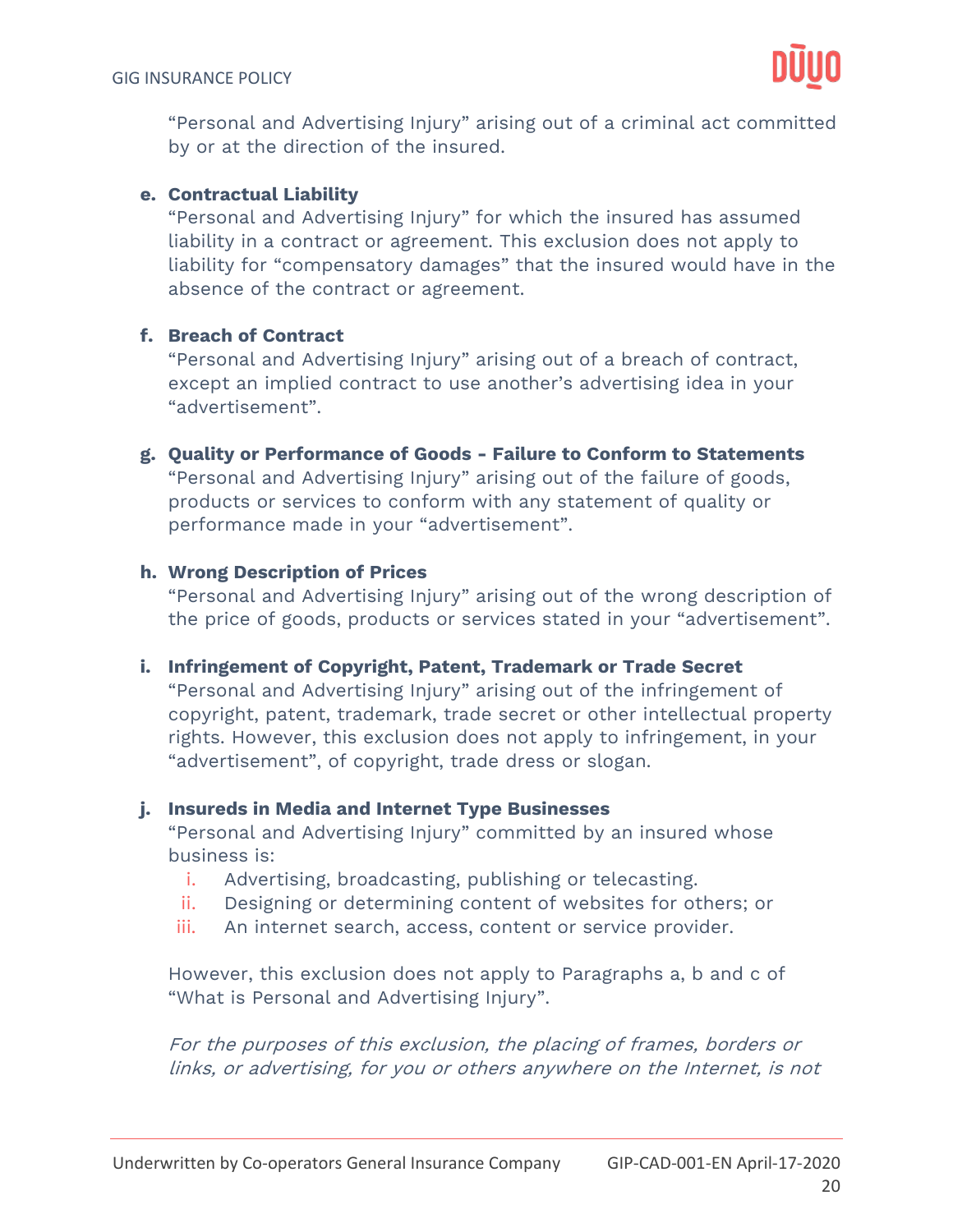"Personal and Advertising Injury" arising out of a criminal act committed by or at the direction of the insured.

**e. Contractual Liability**

"Personal and Advertising Injury" for which the insured has assumed liability in a contract or agreement. This exclusion does not apply to liability for "compensatory damages" that the insured would have in the absence of the contract or agreement.

**f. Breach of Contract**

"Personal and Advertising Injury" arising out of a breach of contract, except an implied contract to use another's advertising idea in your "advertisement".

**g. Quality or Performance of Goods - Failure to Conform to Statements**

"Personal and Advertising Injury" arising out of the failure of goods, products or services to conform with any statement of quality or performance made in your "advertisement".

**h. Wrong Description of Prices**

"Personal and Advertising Injury" arising out of the wrong description of the price of goods, products or services stated in your "advertisement".

**i. Infringement of Copyright, Patent, Trademark or Trade Secret**

"Personal and Advertising Injury" arising out of the infringement of copyright, patent, trademark, trade secret or other intellectual property rights. However, this exclusion does not apply to infringement, in your "advertisement", of copyright, trade dress or slogan.

**j. Insureds in Media and Internet Type Businesses**

"Personal and Advertising Injury" committed by an insured whose business is:

i. Advertising, broadcasting, publishing or telecasting.
ii. Designing or determining content of websites for others; or
iii. An internet search, access, content or service provider.

However, this exclusion does not apply to Paragraphs a, b and c of "What is Personal and Advertising Injury".

*For the purposes of this exclusion, the placing of frames, borders or links, or advertising, for you or others anywhere on the Internet, is not*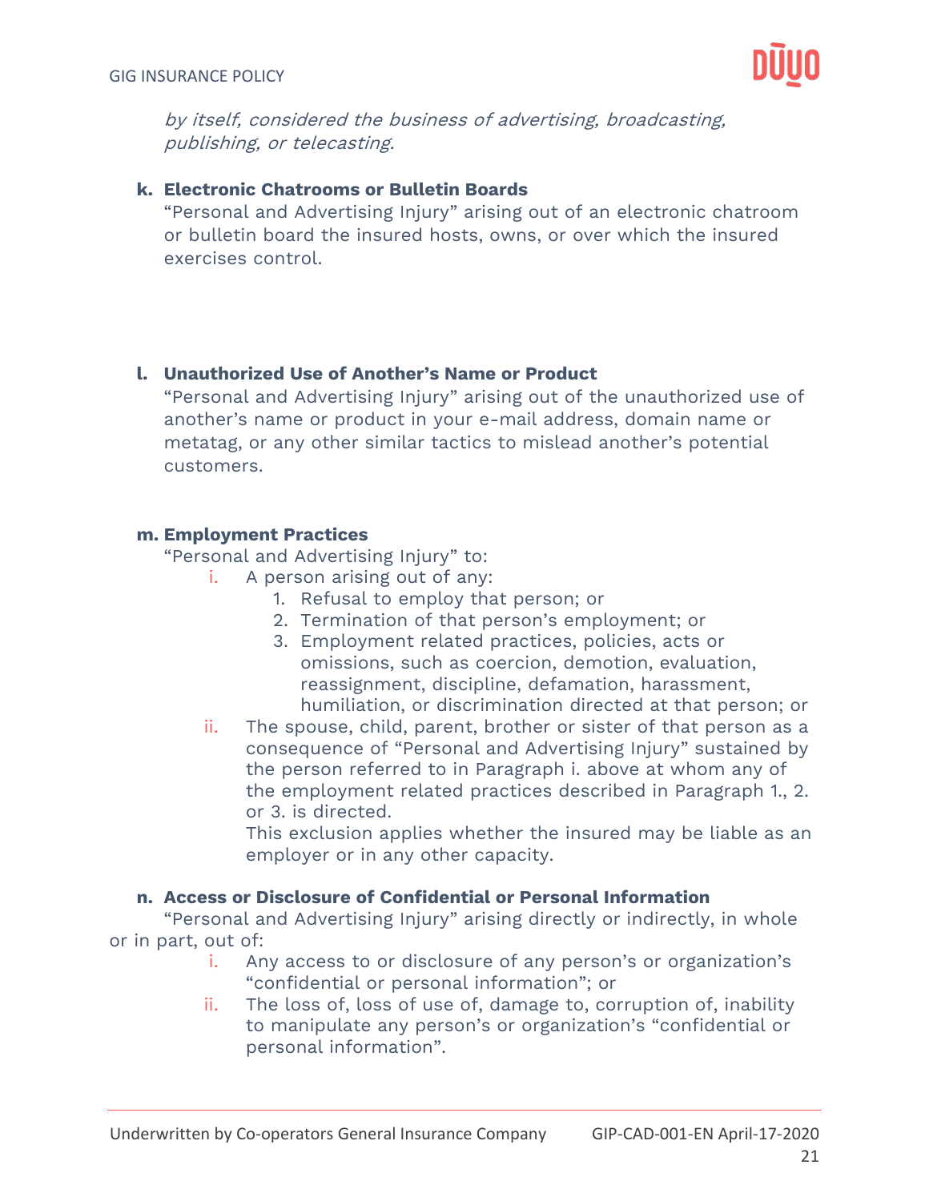*by itself, considered the business of advertising, broadcasting, publishing, or telecasting.*

**k. Electronic Chatrooms or Bulletin Boards**

"Personal and Advertising Injury" arising out of an electronic chatroom or bulletin board the insured hosts, owns, or over which the insured exercises control.

**l. Unauthorized Use of Another's Name or Product**

"Personal and Advertising Injury" arising out of the unauthorized use of another's name or product in your e-mail address, domain name or metatag, or any other similar tactics to mislead another's potential customers.

**m. Employment Practices**

"Personal and Advertising Injury" to:

- i. A person arising out of any:
  1. Refusal to employ that person; or
  2. Termination of that person's employment; or
  3. Employment related practices, policies, acts or omissions, such as coercion, demotion, evaluation, reassignment, discipline, defamation, harassment, humiliation, or discrimination directed at that person; or
- ii. The spouse, child, parent, brother or sister of that person as a consequence of "Personal and Advertising Injury" sustained by the person referred to in Paragraph i. above at whom any of the employment related practices described in Paragraph 1., 2. or 3. is directed.

  This exclusion applies whether the insured may be liable as an employer or in any other capacity.

**n. Access or Disclosure of Confidential or Personal Information**

"Personal and Advertising Injury" arising directly or indirectly, in whole or in part, out of:

- i. Any access to or disclosure of any person's or organization's "confidential or personal information"; or
- ii. The loss of, loss of use of, damage to, corruption of, inability to manipulate any person's or organization's "confidential or personal information".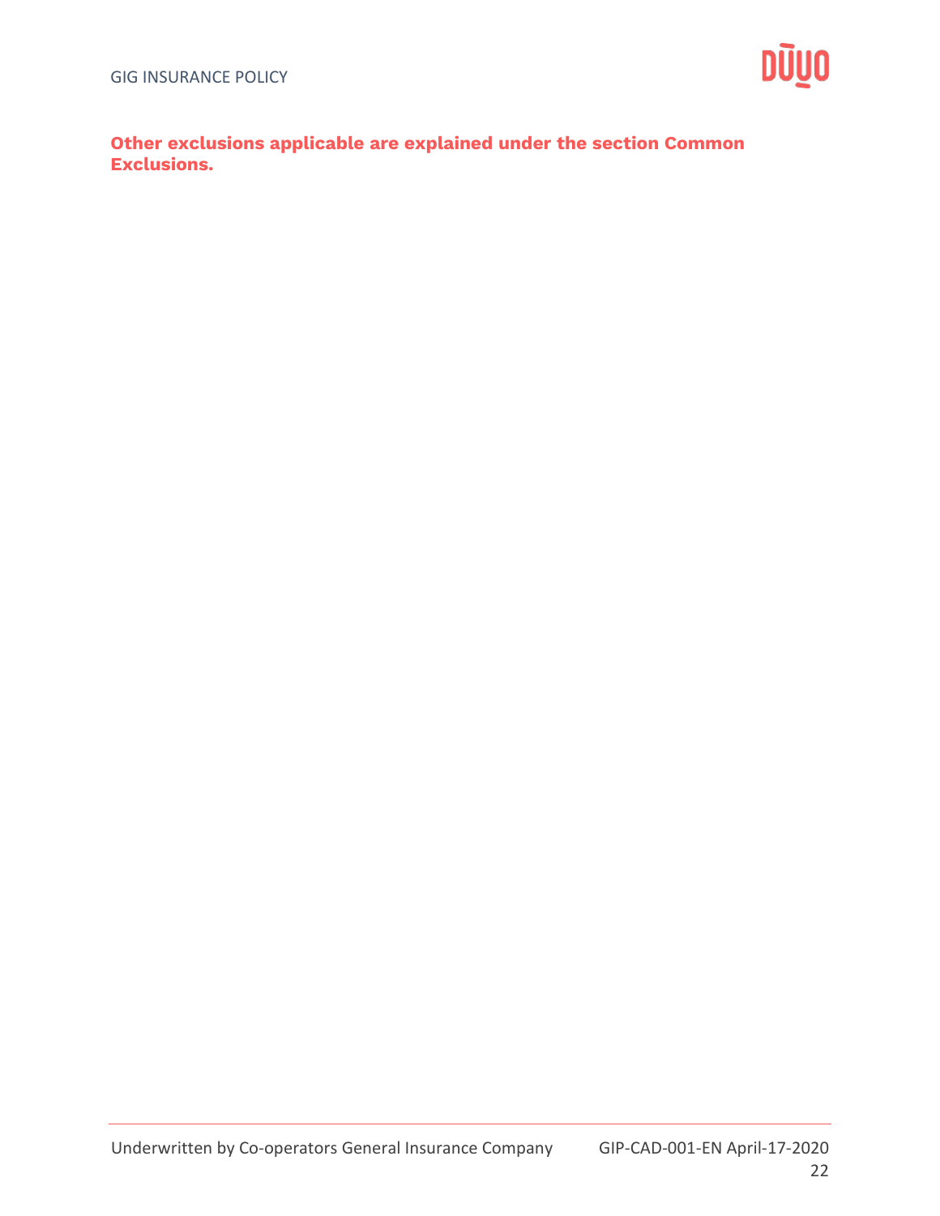**Other exclusions applicable are explained under the section Common Exclusions.**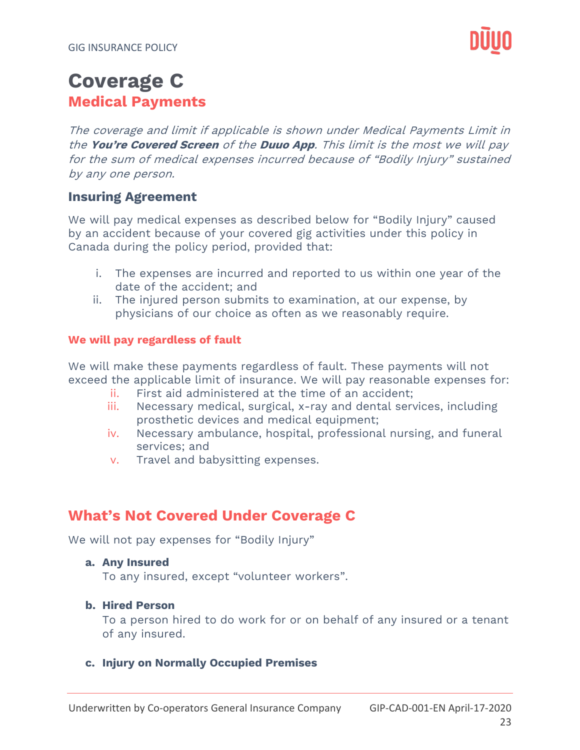# Coverage C

## Medical Payments

*The coverage and limit if applicable is shown under Medical Payments Limit in the **You're Covered Screen** of the **Duuo App**. This limit is the most we will pay for the sum of medical expenses incurred because of "Bodily Injury" sustained by any one person.*

### Insuring Agreement

We will pay medical expenses as described below for "Bodily Injury" caused by an accident because of your covered gig activities under this policy in Canada during the policy period, provided that:

i. The expenses are incurred and reported to us within one year of the date of the accident; and
ii. The injured person submits to examination, at our expense, by physicians of our choice as often as we reasonably require.

#### We will pay regardless of fault

We will make these payments regardless of fault. These payments will not exceed the applicable limit of insurance. We will pay reasonable expenses for:

ii. First aid administered at the time of an accident;
iii. Necessary medical, surgical, x-ray and dental services, including prosthetic devices and medical equipment;
iv. Necessary ambulance, hospital, professional nursing, and funeral services; and
v. Travel and babysitting expenses.

## What's Not Covered Under Coverage C

We will not pay expenses for "Bodily Injury"

**a. Any Insured**
To any insured, except "volunteer workers".

**b. Hired Person**
To a person hired to do work for or on behalf of any insured or a tenant of any insured.

**c. Injury on Normally Occupied Premises**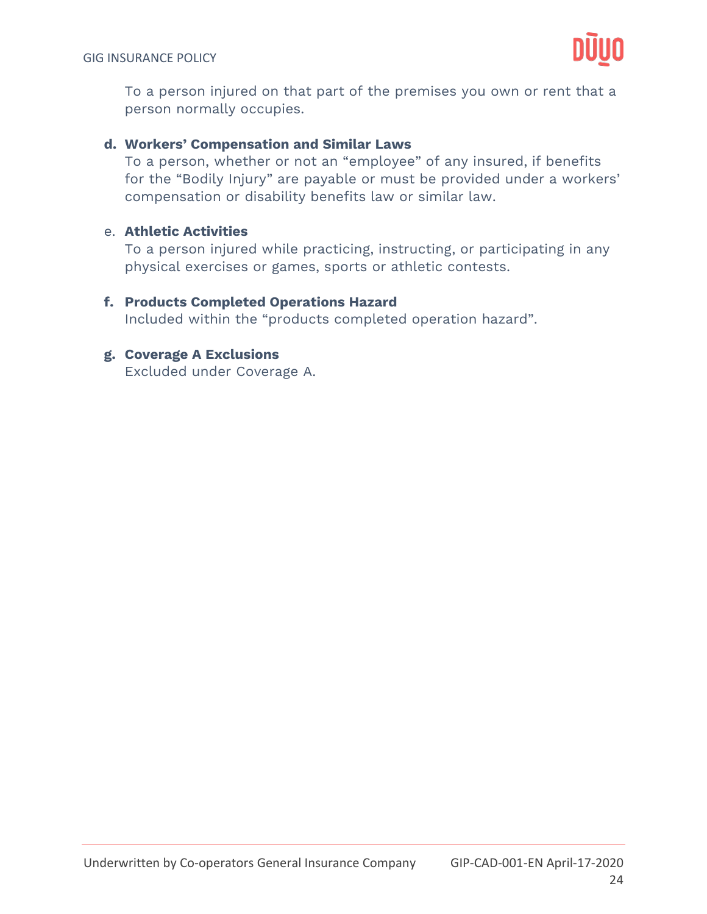To a person injured on that part of the premises you own or rent that a person normally occupies.

**d. Workers' Compensation and Similar Laws**
To a person, whether or not an "employee" of any insured, if benefits for the "Bodily Injury" are payable or must be provided under a workers' compensation or disability benefits law or similar law.

e. **Athletic Activities**
To a person injured while practicing, instructing, or participating in any physical exercises or games, sports or athletic contests.

**f. Products Completed Operations Hazard**
Included within the "products completed operation hazard".

**g. Coverage A Exclusions**
Excluded under Coverage A.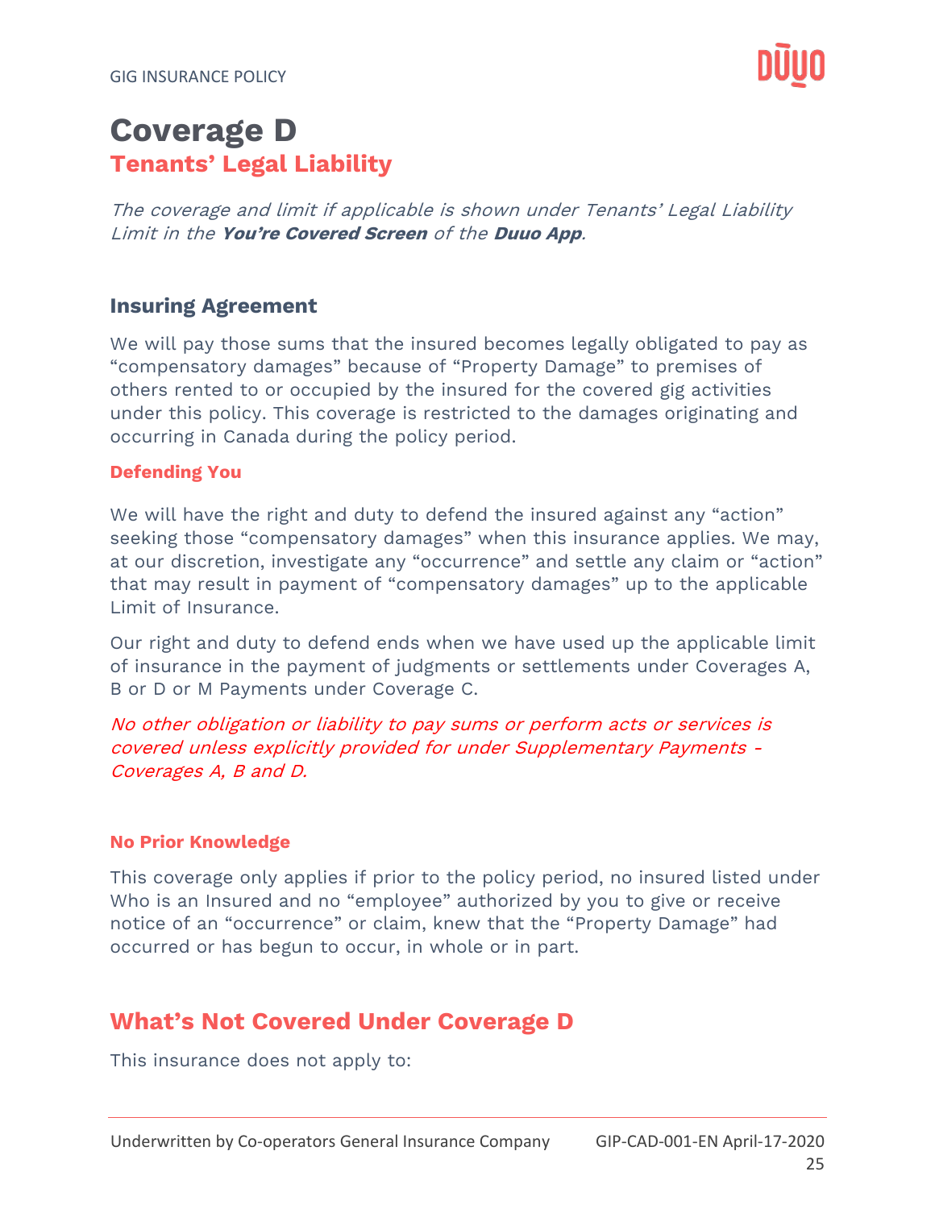# Coverage D

## Tenants' Legal Liability

*The coverage and limit if applicable is shown under Tenants' Legal Liability Limit in the **You're Covered Screen** of the **Duuo App**.*

### Insuring Agreement

We will pay those sums that the insured becomes legally obligated to pay as "compensatory damages" because of "Property Damage" to premises of others rented to or occupied by the insured for the covered gig activities under this policy. This coverage is restricted to the damages originating and occurring in Canada during the policy period.

#### Defending You

We will have the right and duty to defend the insured against any "action" seeking those "compensatory damages" when this insurance applies. We may, at our discretion, investigate any "occurrence" and settle any claim or "action" that may result in payment of "compensatory damages" up to the applicable Limit of Insurance.

Our right and duty to defend ends when we have used up the applicable limit of insurance in the payment of judgments or settlements under Coverages A, B or D or M Payments under Coverage C.

*No other obligation or liability to pay sums or perform acts or services is covered unless explicitly provided for under Supplementary Payments - Coverages A, B and D.*

#### No Prior Knowledge

This coverage only applies if prior to the policy period, no insured listed under Who is an Insured and no "employee" authorized by you to give or receive notice of an "occurrence" or claim, knew that the "Property Damage" had occurred or has begun to occur, in whole or in part.

## What's Not Covered Under Coverage D

This insurance does not apply to: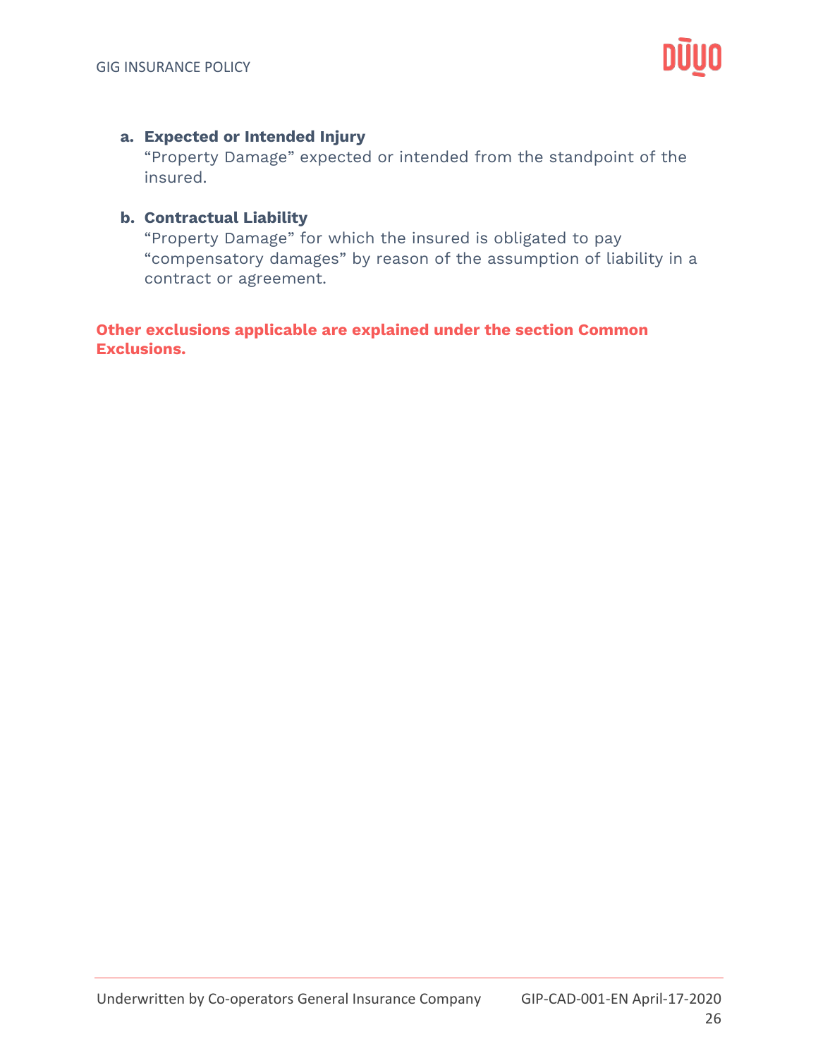**a. Expected or Intended Injury**
"Property Damage" expected or intended from the standpoint of the insured.

**b. Contractual Liability**
"Property Damage" for which the insured is obligated to pay "compensatory damages" by reason of the assumption of liability in a contract or agreement.

**Other exclusions applicable are explained under the section Common Exclusions.**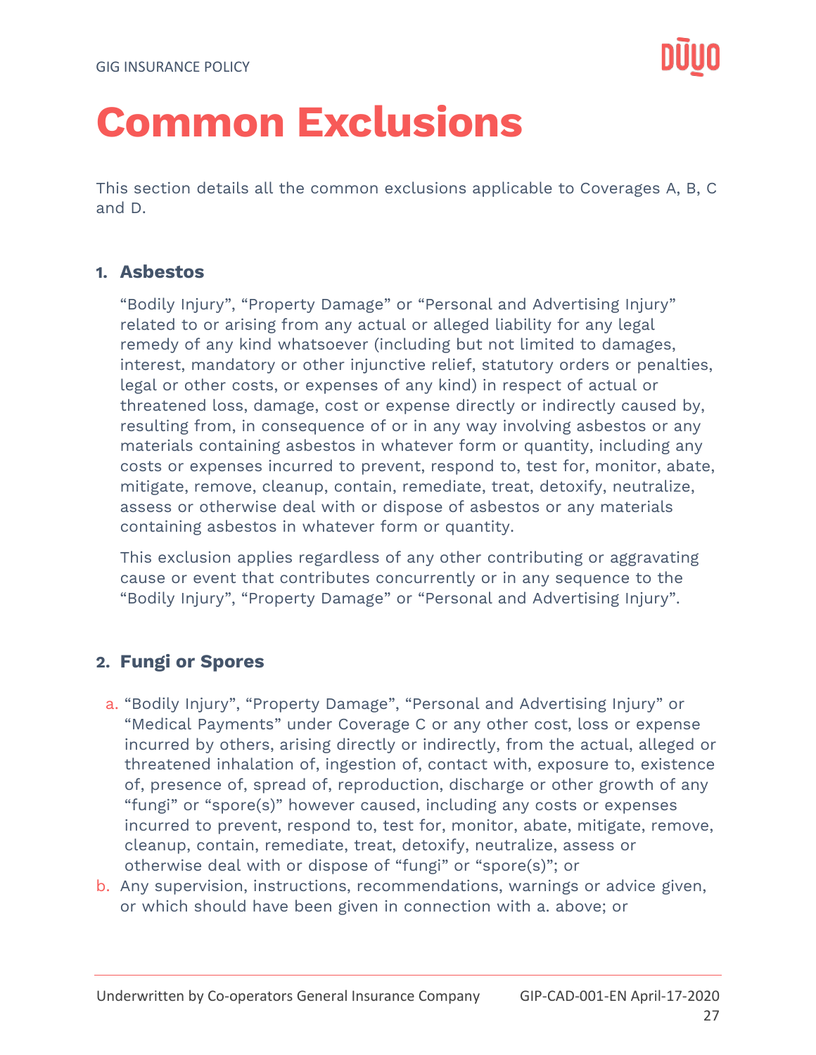# Common Exclusions

This section details all the common exclusions applicable to Coverages A, B, C and D.

## 1. Asbestos

"Bodily Injury", "Property Damage" or "Personal and Advertising Injury" related to or arising from any actual or alleged liability for any legal remedy of any kind whatsoever (including but not limited to damages, interest, mandatory or other injunctive relief, statutory orders or penalties, legal or other costs, or expenses of any kind) in respect of actual or threatened loss, damage, cost or expense directly or indirectly caused by, resulting from, in consequence of or in any way involving asbestos or any materials containing asbestos in whatever form or quantity, including any costs or expenses incurred to prevent, respond to, test for, monitor, abate, mitigate, remove, cleanup, contain, remediate, treat, detoxify, neutralize, assess or otherwise deal with or dispose of asbestos or any materials containing asbestos in whatever form or quantity.

This exclusion applies regardless of any other contributing or aggravating cause or event that contributes concurrently or in any sequence to the "Bodily Injury", "Property Damage" or "Personal and Advertising Injury".

## 2. Fungi or Spores

a. "Bodily Injury", "Property Damage", "Personal and Advertising Injury" or "Medical Payments" under Coverage C or any other cost, loss or expense incurred by others, arising directly or indirectly, from the actual, alleged or threatened inhalation of, ingestion of, contact with, exposure to, existence of, presence of, spread of, reproduction, discharge or other growth of any "fungi" or "spore(s)" however caused, including any costs or expenses incurred to prevent, respond to, test for, monitor, abate, mitigate, remove, cleanup, contain, remediate, treat, detoxify, neutralize, assess or otherwise deal with or dispose of "fungi" or "spore(s)"; or

b. Any supervision, instructions, recommendations, warnings or advice given, or which should have been given in connection with a. above; or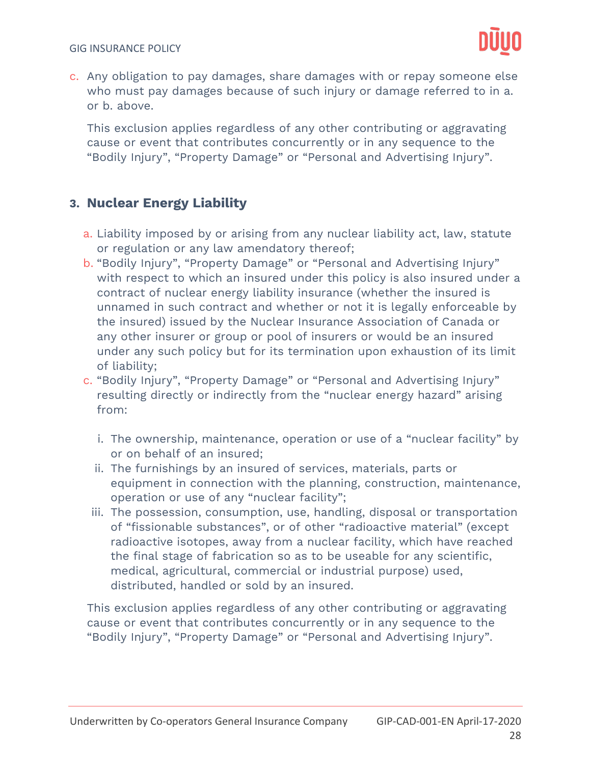c. Any obligation to pay damages, share damages with or repay someone else who must pay damages because of such injury or damage referred to in a. or b. above.

This exclusion applies regardless of any other contributing or aggravating cause or event that contributes concurrently or in any sequence to the “Bodily Injury”, “Property Damage” or “Personal and Advertising Injury”.

### 3. Nuclear Energy Liability

a. Liability imposed by or arising from any nuclear liability act, law, statute or regulation or any law amendatory thereof;

b. “Bodily Injury”, “Property Damage” or “Personal and Advertising Injury” with respect to which an insured under this policy is also insured under a contract of nuclear energy liability insurance (whether the insured is unnamed in such contract and whether or not it is legally enforceable by the insured) issued by the Nuclear Insurance Association of Canada or any other insurer or group or pool of insurers or would be an insured under any such policy but for its termination upon exhaustion of its limit of liability;

c. “Bodily Injury”, “Property Damage” or “Personal and Advertising Injury” resulting directly or indirectly from the “nuclear energy hazard” arising from:

   i. The ownership, maintenance, operation or use of a “nuclear facility” by or on behalf of an insured;
   
   ii. The furnishings by an insured of services, materials, parts or equipment in connection with the planning, construction, maintenance, operation or use of any “nuclear facility”;
   
   iii. The possession, consumption, use, handling, disposal or transportation of “fissionable substances”, or of other “radioactive material” (except radioactive isotopes, away from a nuclear facility, which have reached the final stage of fabrication so as to be useable for any scientific, medical, agricultural, commercial or industrial purpose) used, distributed, handled or sold by an insured.

This exclusion applies regardless of any other contributing or aggravating cause or event that contributes concurrently or in any sequence to the “Bodily Injury”, “Property Damage” or “Personal and Advertising Injury”.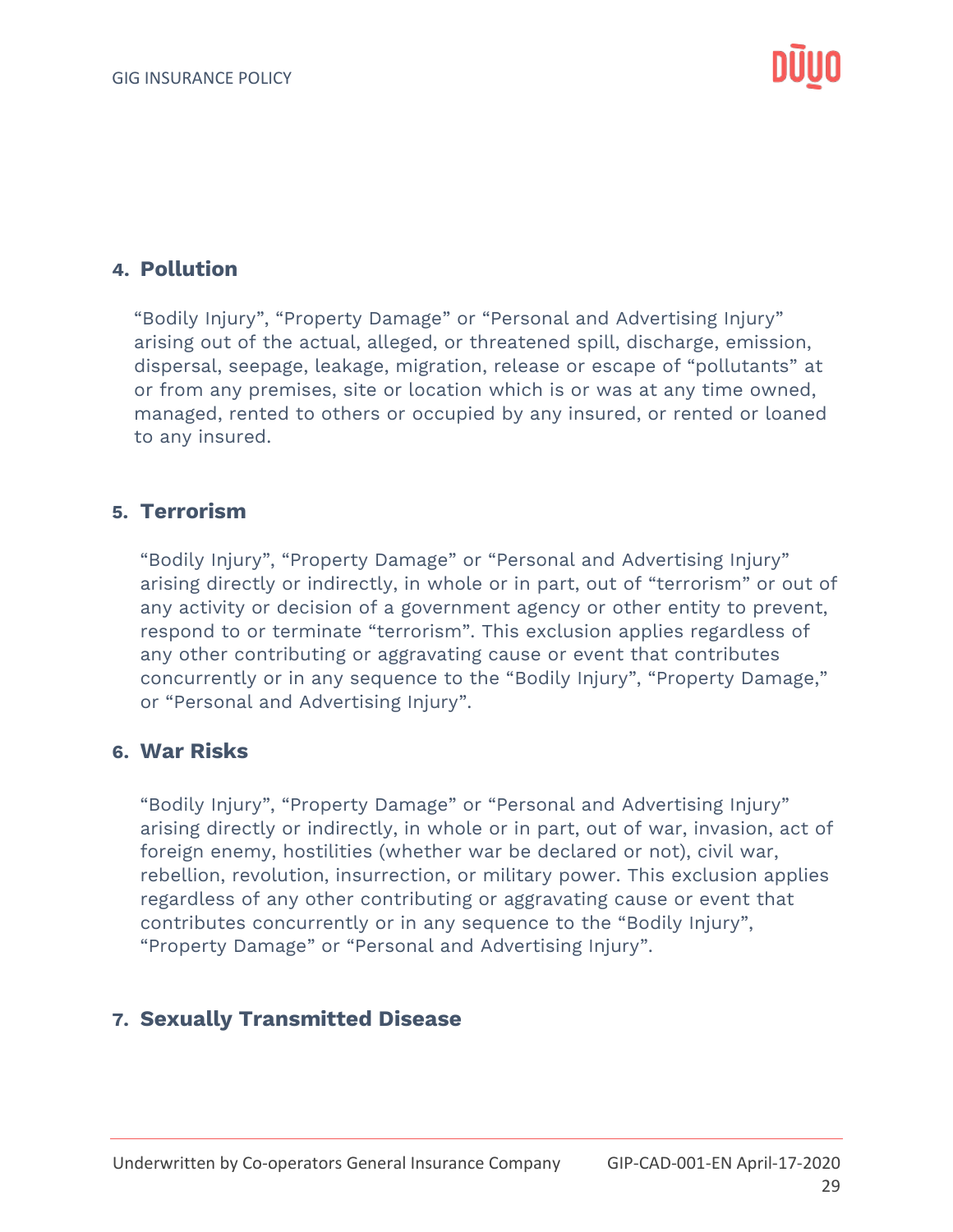### 4. Pollution

"Bodily Injury", "Property Damage" or "Personal and Advertising Injury" arising out of the actual, alleged, or threatened spill, discharge, emission, dispersal, seepage, leakage, migration, release or escape of "pollutants" at or from any premises, site or location which is or was at any time owned, managed, rented to others or occupied by any insured, or rented or loaned to any insured.

### 5. Terrorism

"Bodily Injury", "Property Damage" or "Personal and Advertising Injury" arising directly or indirectly, in whole or in part, out of "terrorism" or out of any activity or decision of a government agency or other entity to prevent, respond to or terminate "terrorism". This exclusion applies regardless of any other contributing or aggravating cause or event that contributes concurrently or in any sequence to the "Bodily Injury", "Property Damage," or "Personal and Advertising Injury".

### 6. War Risks

"Bodily Injury", "Property Damage" or "Personal and Advertising Injury" arising directly or indirectly, in whole or in part, out of war, invasion, act of foreign enemy, hostilities (whether war be declared or not), civil war, rebellion, revolution, insurrection, or military power. This exclusion applies regardless of any other contributing or aggravating cause or event that contributes concurrently or in any sequence to the "Bodily Injury", "Property Damage" or "Personal and Advertising Injury".

### 7. Sexually Transmitted Disease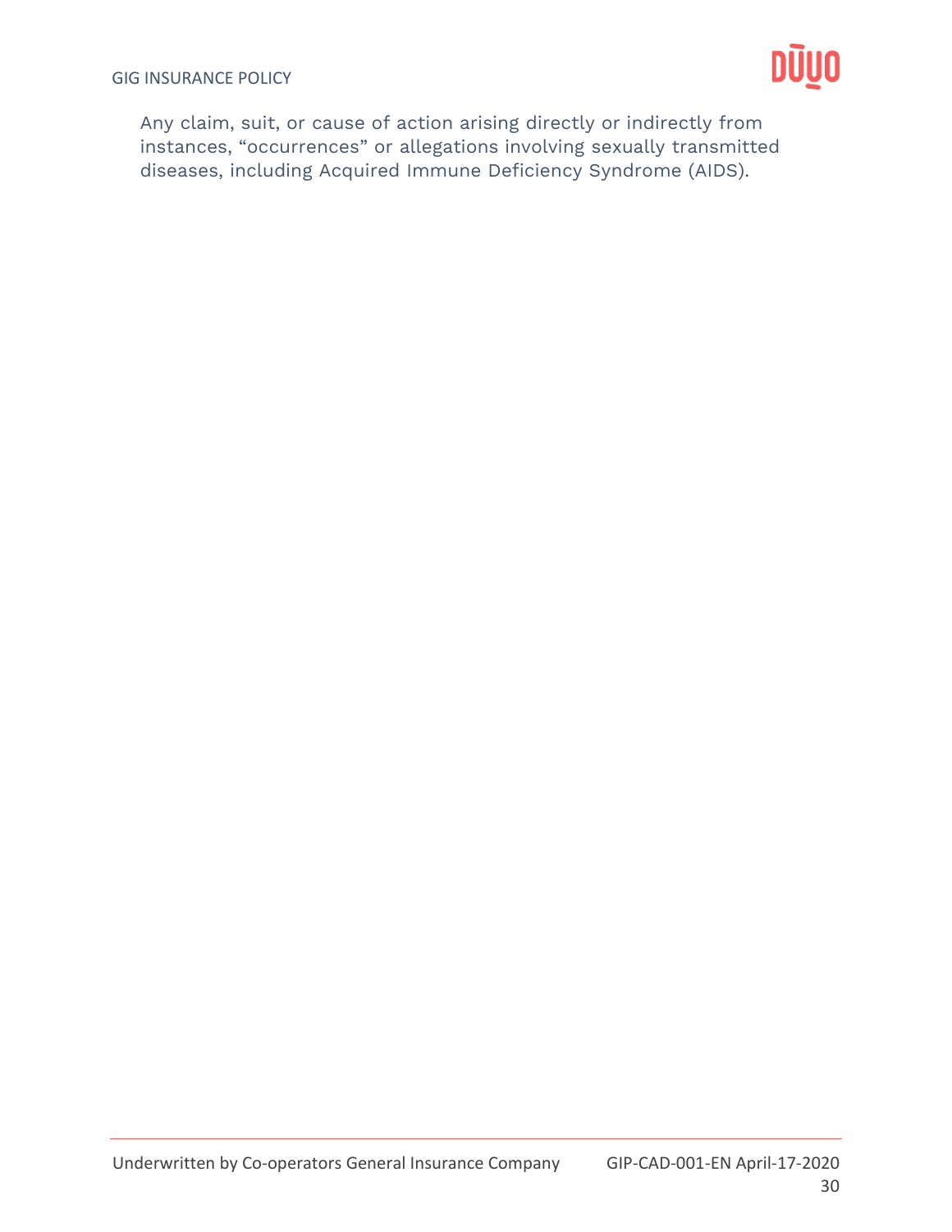Any claim, suit, or cause of action arising directly or indirectly from instances, “occurrences” or allegations involving sexually transmitted diseases, including Acquired Immune Deficiency Syndrome (AIDS).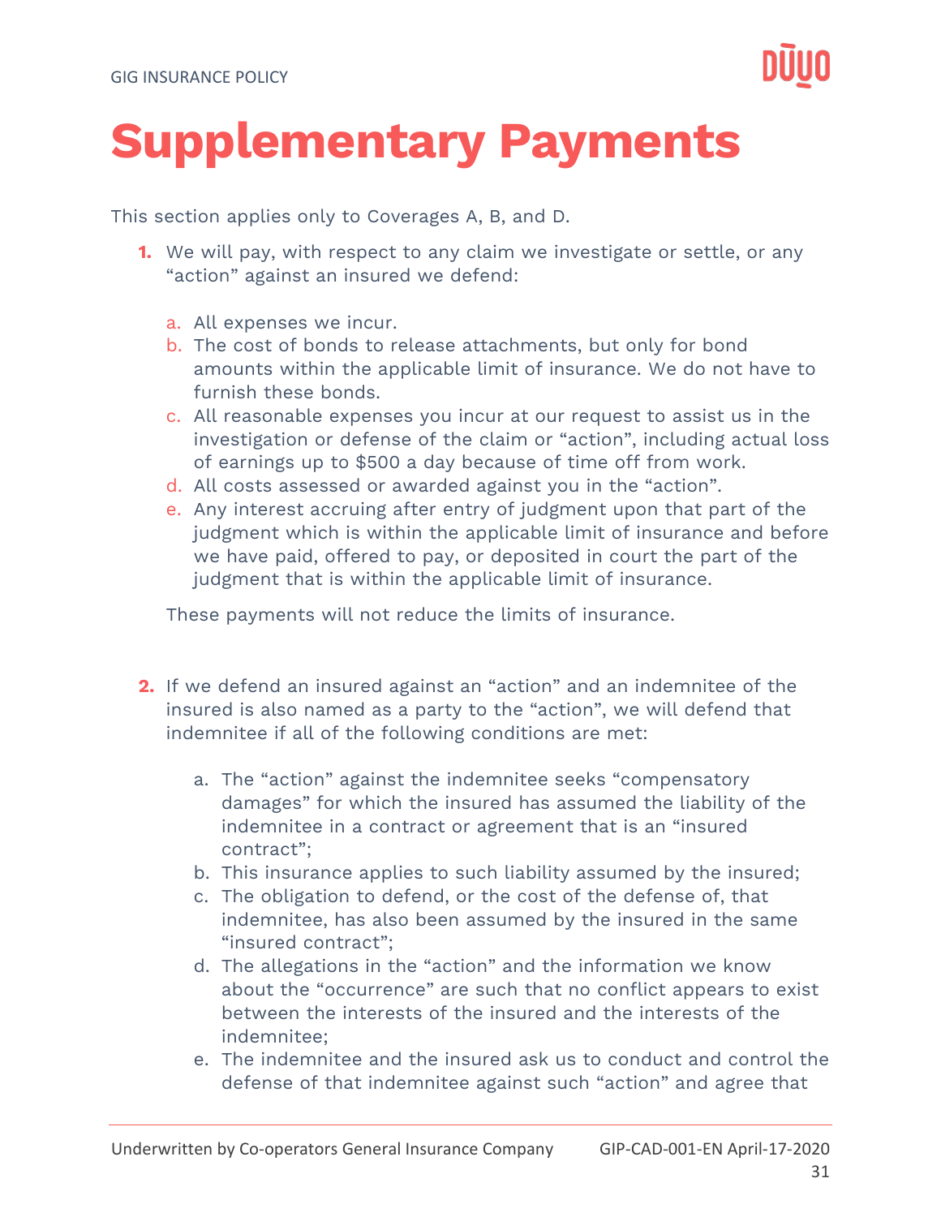# Supplementary Payments

This section applies only to Coverages A, B, and D.

1. We will pay, with respect to any claim we investigate or settle, or any "action" against an insured we defend:

   a. All expenses we incur.
   b. The cost of bonds to release attachments, but only for bond amounts within the applicable limit of insurance. We do not have to furnish these bonds.
   c. All reasonable expenses you incur at our request to assist us in the investigation or defense of the claim or "action", including actual loss of earnings up to $500 a day because of time off from work.
   d. All costs assessed or awarded against you in the "action".
   e. Any interest accruing after entry of judgment upon that part of the judgment which is within the applicable limit of insurance and before we have paid, offered to pay, or deposited in court the part of the judgment that is within the applicable limit of insurance.

   These payments will not reduce the limits of insurance.

2. If we defend an insured against an "action" and an indemnitee of the insured is also named as a party to the "action", we will defend that indemnitee if all of the following conditions are met:

   a. The "action" against the indemnitee seeks "compensatory damages" for which the insured has assumed the liability of the indemnitee in a contract or agreement that is an "insured contract";
   b. This insurance applies to such liability assumed by the insured;
   c. The obligation to defend, or the cost of the defense of, that indemnitee, has also been assumed by the insured in the same "insured contract";
   d. The allegations in the "action" and the information we know about the "occurrence" are such that no conflict appears to exist between the interests of the insured and the interests of the indemnitee;
   e. The indemnitee and the insured ask us to conduct and control the defense of that indemnitee against such "action" and agree that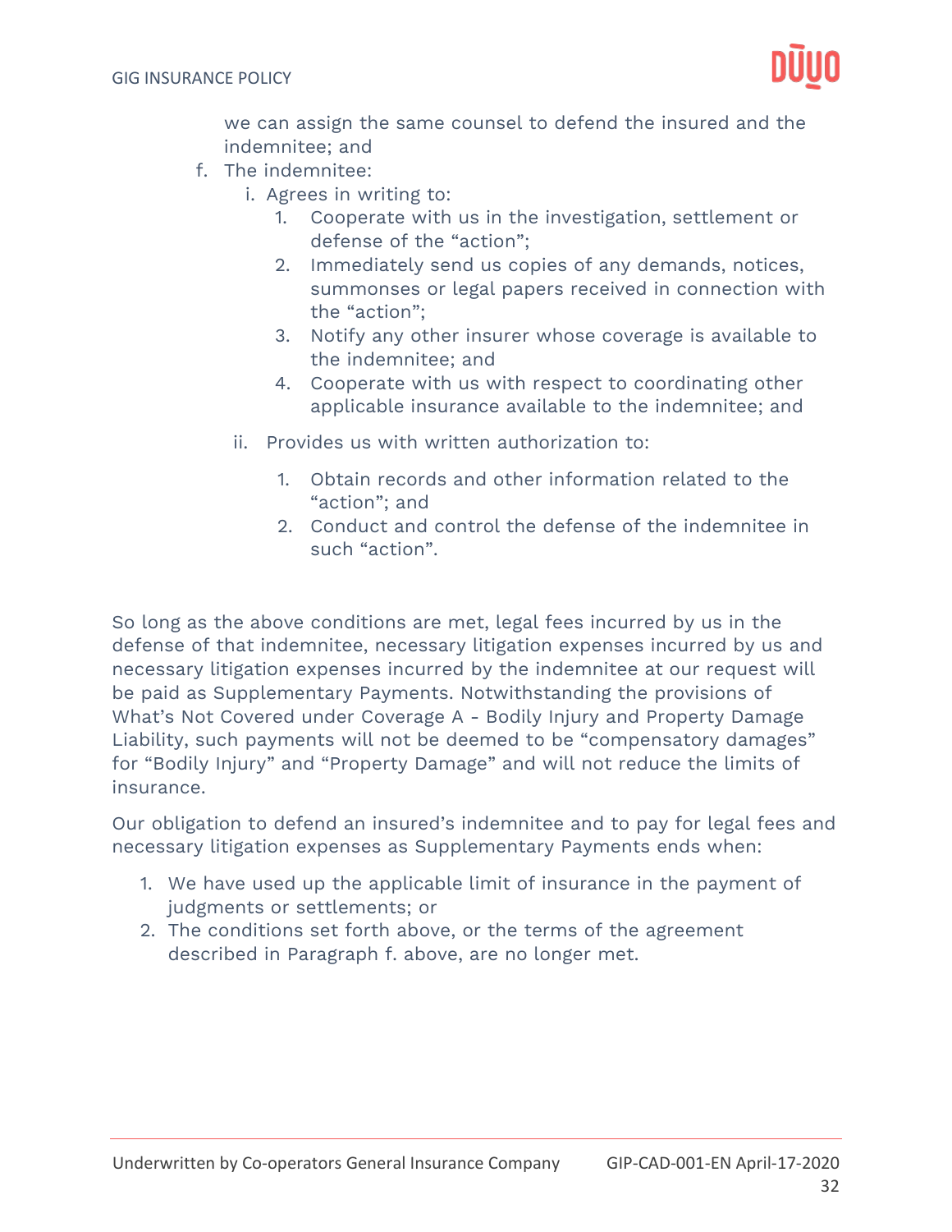we can assign the same counsel to defend the insured and the indemnitee; and

f. The indemnitee:
   i. Agrees in writing to:
      1. Cooperate with us in the investigation, settlement or defense of the "action";
      2. Immediately send us copies of any demands, notices, summonses or legal papers received in connection with the "action";
      3. Notify any other insurer whose coverage is available to the indemnitee; and
      4. Cooperate with us with respect to coordinating other applicable insurance available to the indemnitee; and
   ii. Provides us with written authorization to:
      1. Obtain records and other information related to the "action"; and
      2. Conduct and control the defense of the indemnitee in such "action".

So long as the above conditions are met, legal fees incurred by us in the defense of that indemnitee, necessary litigation expenses incurred by us and necessary litigation expenses incurred by the indemnitee at our request will be paid as Supplementary Payments. Notwithstanding the provisions of What's Not Covered under Coverage A - Bodily Injury and Property Damage Liability, such payments will not be deemed to be "compensatory damages" for "Bodily Injury" and "Property Damage" and will not reduce the limits of insurance.

Our obligation to defend an insured's indemnitee and to pay for legal fees and necessary litigation expenses as Supplementary Payments ends when:

1. We have used up the applicable limit of insurance in the payment of judgments or settlements; or
2. The conditions set forth above, or the terms of the agreement described in Paragraph f. above, are no longer met.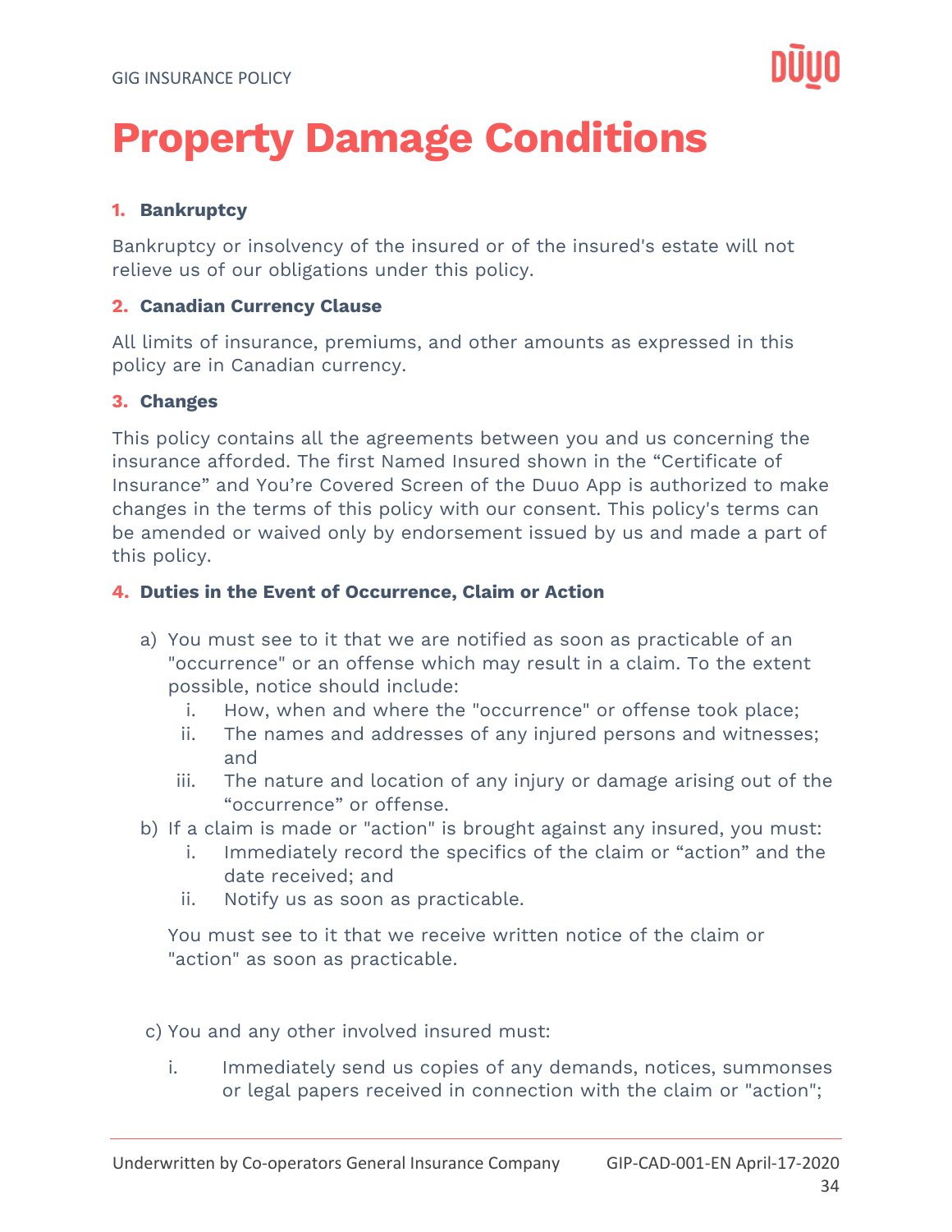# Property Damage Conditions

**1. Bankruptcy**

Bankruptcy or insolvency of the insured or of the insured's estate will not relieve us of our obligations under this policy.

**2. Canadian Currency Clause**

All limits of insurance, premiums, and other amounts as expressed in this policy are in Canadian currency.

**3. Changes**

This policy contains all the agreements between you and us concerning the insurance afforded. The first Named Insured shown in the "Certificate of Insurance" and You're Covered Screen of the Duuo App is authorized to make changes in the terms of this policy with our consent. This policy's terms can be amended or waived only by endorsement issued by us and made a part of this policy.

**4. Duties in the Event of Occurrence, Claim or Action**

a) You must see to it that we are notified as soon as practicable of an "occurrence" or an offense which may result in a claim. To the extent possible, notice should include:
   i. How, when and where the "occurrence" or offense took place;
   ii. The names and addresses of any injured persons and witnesses; and
   iii. The nature and location of any injury or damage arising out of the "occurrence" or offense.

b) If a claim is made or "action" is brought against any insured, you must:
   i. Immediately record the specifics of the claim or "action" and the date received; and
   ii. Notify us as soon as practicable.

   You must see to it that we receive written notice of the claim or "action" as soon as practicable.

c) You and any other involved insured must:
   i. Immediately send us copies of any demands, notices, summonses or legal papers received in connection with the claim or "action";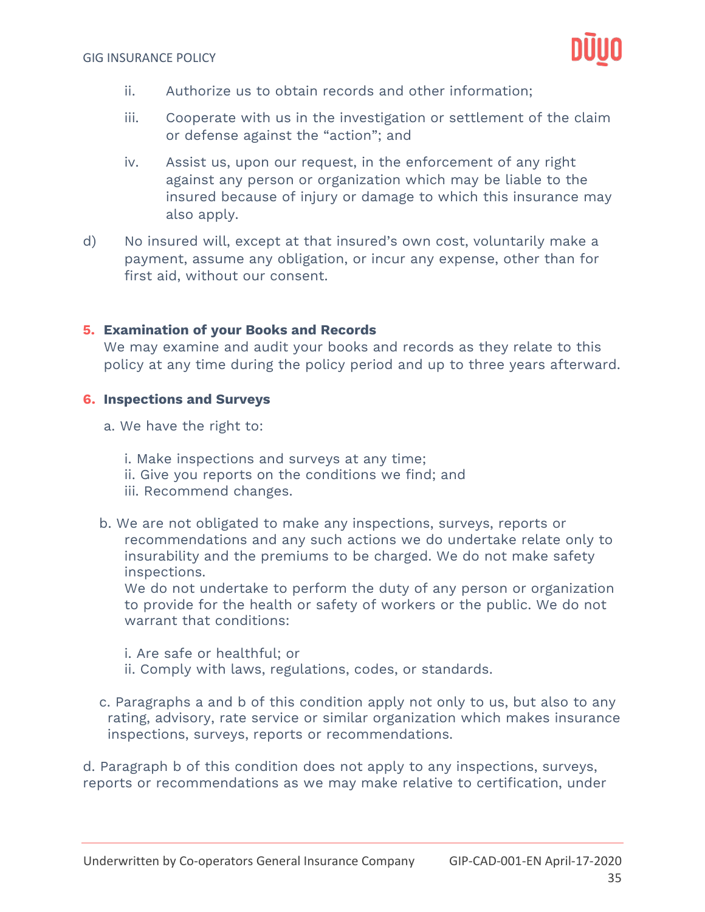ii. Authorize us to obtain records and other information;

iii. Cooperate with us in the investigation or settlement of the claim or defense against the "action"; and

iv. Assist us, upon our request, in the enforcement of any right against any person or organization which may be liable to the insured because of injury or damage to which this insurance may also apply.

d) No insured will, except at that insured's own cost, voluntarily make a payment, assume any obligation, or incur any expense, other than for first aid, without our consent.

**5. Examination of your Books and Records**

We may examine and audit your books and records as they relate to this policy at any time during the policy period and up to three years afterward.

**6. Inspections and Surveys**

a. We have the right to:

i. Make inspections and surveys at any time;
ii. Give you reports on the conditions we find; and
iii. Recommend changes.

b. We are not obligated to make any inspections, surveys, reports or recommendations and any such actions we do undertake relate only to insurability and the premiums to be charged. We do not make safety inspections.
We do not undertake to perform the duty of any person or organization to provide for the health or safety of workers or the public. We do not warrant that conditions:

i. Are safe or healthful; or
ii. Comply with laws, regulations, codes, or standards.

c. Paragraphs a and b of this condition apply not only to us, but also to any rating, advisory, rate service or similar organization which makes insurance inspections, surveys, reports or recommendations.

d. Paragraph b of this condition does not apply to any inspections, surveys, reports or recommendations as we may make relative to certification, under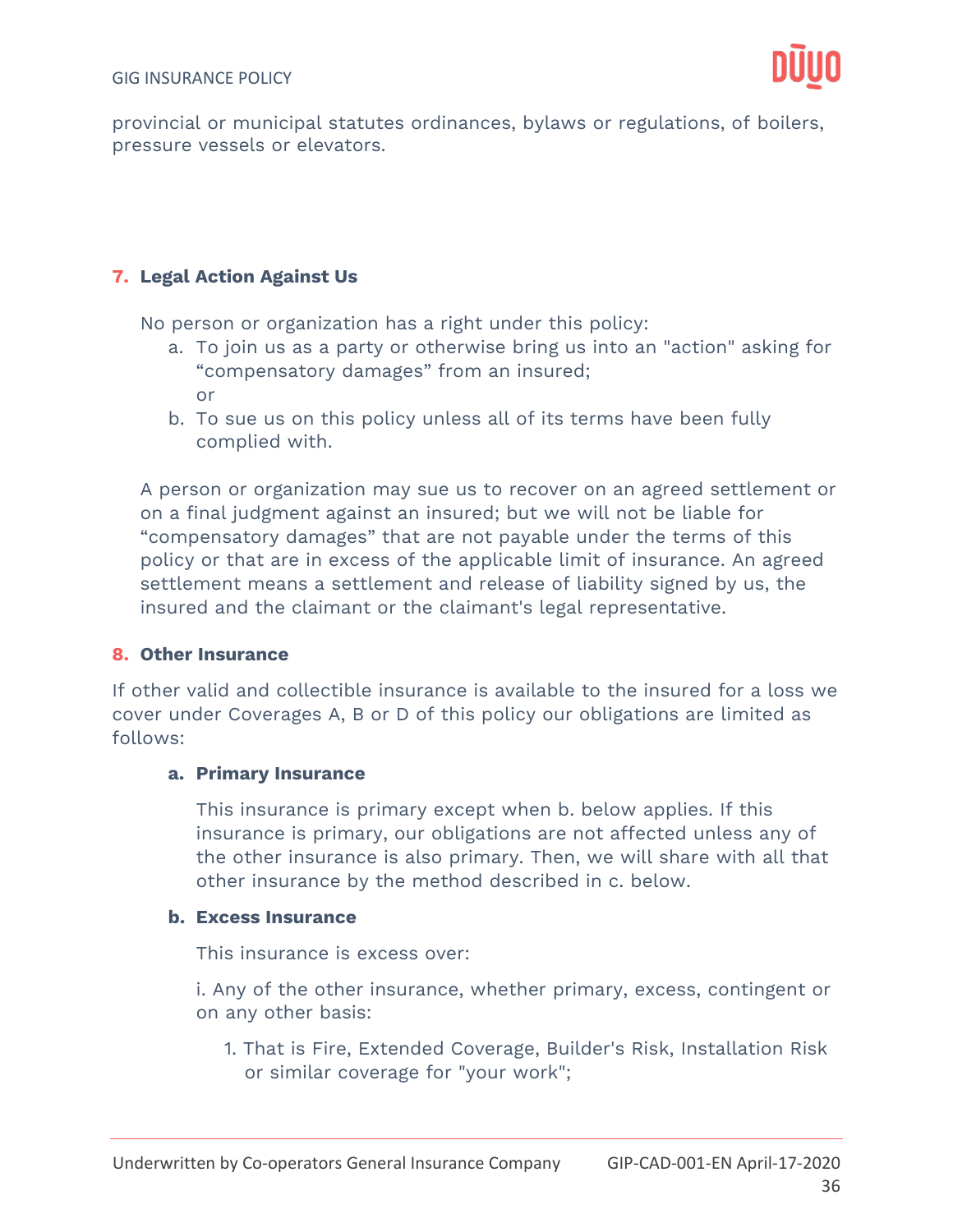provincial or municipal statutes ordinances, bylaws or regulations, of boilers, pressure vessels or elevators.

### 7. Legal Action Against Us

No person or organization has a right under this policy:

a. To join us as a party or otherwise bring us into an "action" asking for “compensatory damages” from an insured;
   or
b. To sue us on this policy unless all of its terms have been fully complied with.

A person or organization may sue us to recover on an agreed settlement or on a final judgment against an insured; but we will not be liable for “compensatory damages” that are not payable under the terms of this policy or that are in excess of the applicable limit of insurance. An agreed settlement means a settlement and release of liability signed by us, the insured and the claimant or the claimant's legal representative.

### 8. Other Insurance

If other valid and collectible insurance is available to the insured for a loss we cover under Coverages A, B or D of this policy our obligations are limited as follows:

#### a. Primary Insurance

This insurance is primary except when b. below applies. If this insurance is primary, our obligations are not affected unless any of the other insurance is also primary. Then, we will share with all that other insurance by the method described in c. below.

#### b. Excess Insurance

This insurance is excess over:

i. Any of the other insurance, whether primary, excess, contingent or on any other basis:

1. That is Fire, Extended Coverage, Builder's Risk, Installation Risk or similar coverage for "your work";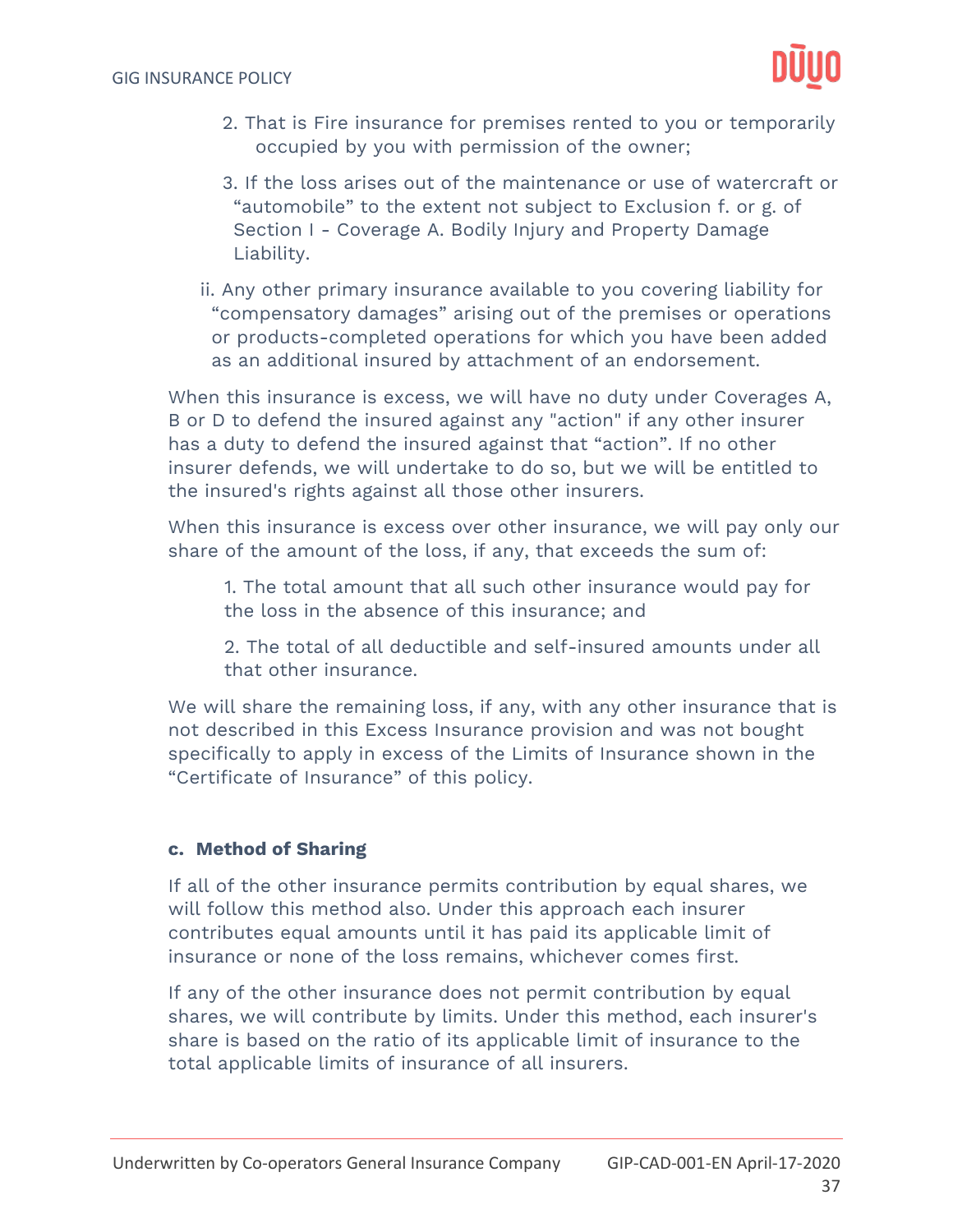2. That is Fire insurance for premises rented to you or temporarily occupied by you with permission of the owner;

3. If the loss arises out of the maintenance or use of watercraft or "automobile" to the extent not subject to Exclusion f. or g. of Section I - Coverage A. Bodily Injury and Property Damage Liability.

ii. Any other primary insurance available to you covering liability for "compensatory damages" arising out of the premises or operations or products-completed operations for which you have been added as an additional insured by attachment of an endorsement.

When this insurance is excess, we will have no duty under Coverages A, B or D to defend the insured against any "action" if any other insurer has a duty to defend the insured against that "action". If no other insurer defends, we will undertake to do so, but we will be entitled to the insured's rights against all those other insurers.

When this insurance is excess over other insurance, we will pay only our share of the amount of the loss, if any, that exceeds the sum of:

1. The total amount that all such other insurance would pay for the loss in the absence of this insurance; and

2. The total of all deductible and self-insured amounts under all that other insurance.

We will share the remaining loss, if any, with any other insurance that is not described in this Excess Insurance provision and was not bought specifically to apply in excess of the Limits of Insurance shown in the "Certificate of Insurance" of this policy.

**c. Method of Sharing**

If all of the other insurance permits contribution by equal shares, we will follow this method also. Under this approach each insurer contributes equal amounts until it has paid its applicable limit of insurance or none of the loss remains, whichever comes first.

If any of the other insurance does not permit contribution by equal shares, we will contribute by limits. Under this method, each insurer's share is based on the ratio of its applicable limit of insurance to the total applicable limits of insurance of all insurers.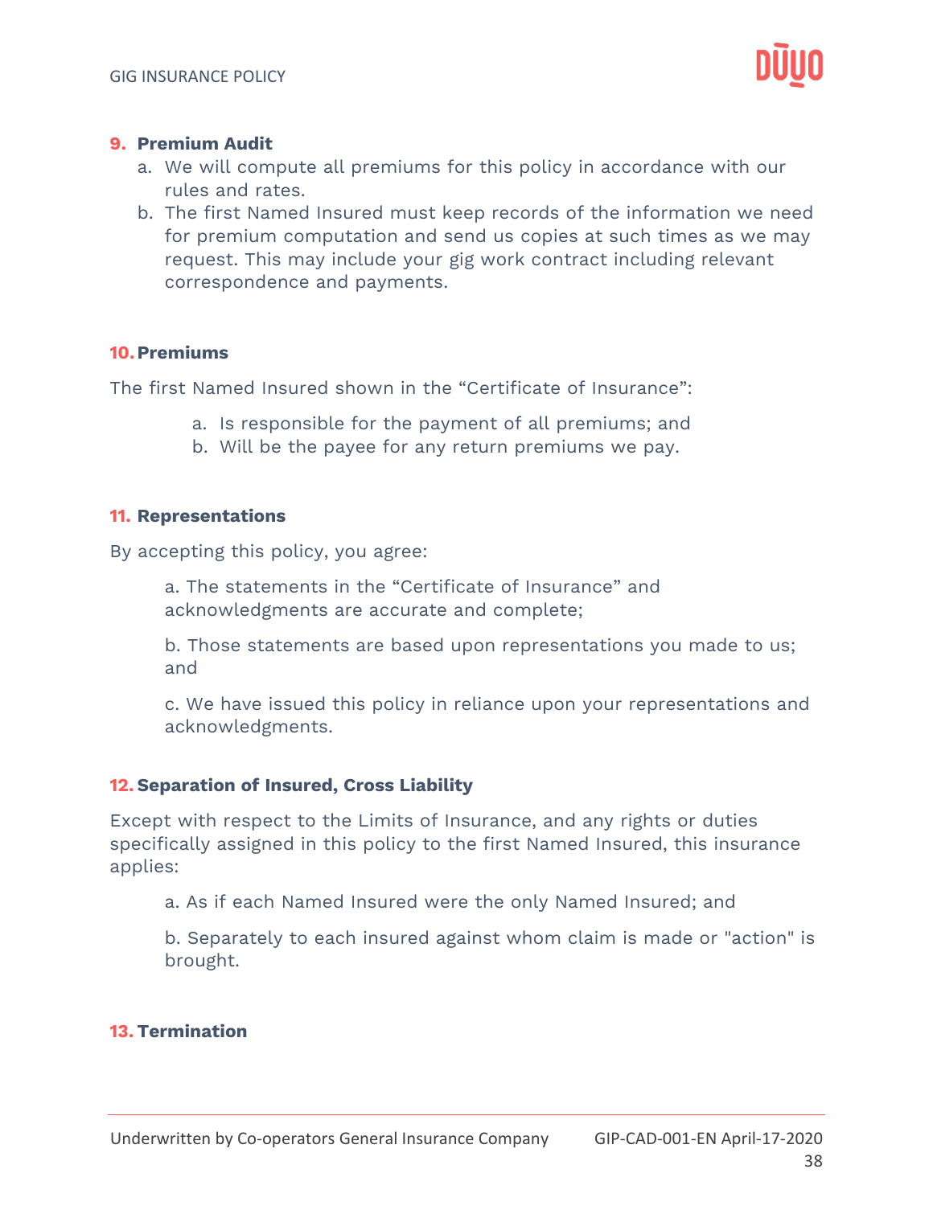**9. Premium Audit**

a. We will compute all premiums for this policy in accordance with our rules and rates.
b. The first Named Insured must keep records of the information we need for premium computation and send us copies at such times as we may request. This may include your gig work contract including relevant correspondence and payments.

**10. Premiums**

The first Named Insured shown in the "Certificate of Insurance":

a. Is responsible for the payment of all premiums; and
b. Will be the payee for any return premiums we pay.

**11. Representations**

By accepting this policy, you agree:

a. The statements in the "Certificate of Insurance" and acknowledgments are accurate and complete;

b. Those statements are based upon representations you made to us; and

c. We have issued this policy in reliance upon your representations and acknowledgments.

**12. Separation of Insured, Cross Liability**

Except with respect to the Limits of Insurance, and any rights or duties specifically assigned in this policy to the first Named Insured, this insurance applies:

a. As if each Named Insured were the only Named Insured; and

b. Separately to each insured against whom claim is made or "action" is brought.

**13. Termination**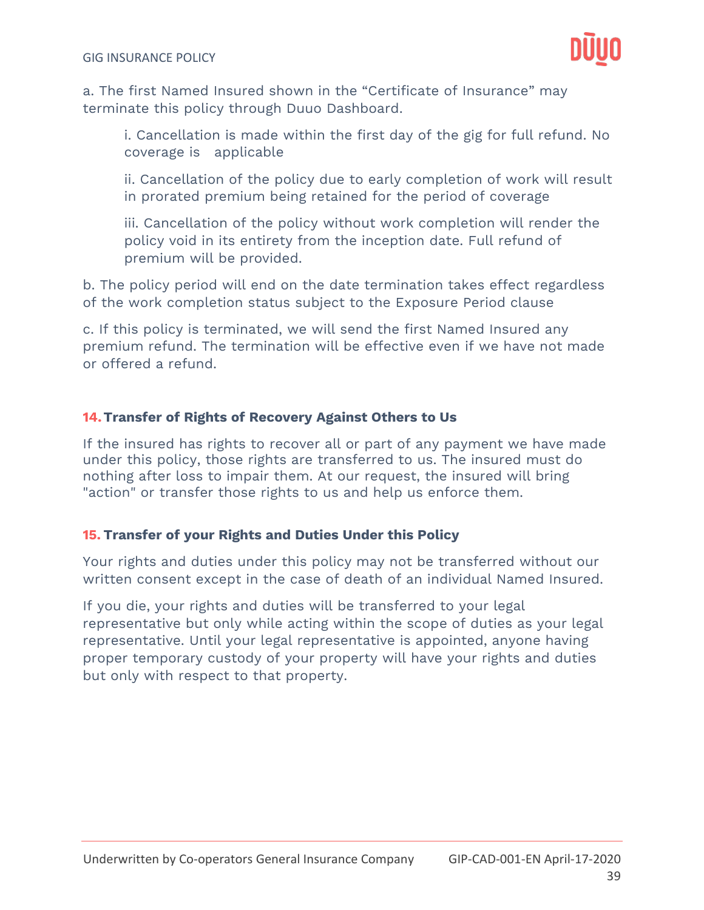a. The first Named Insured shown in the “Certificate of Insurance” may terminate this policy through Duuo Dashboard.

> i. Cancellation is made within the first day of the gig for full refund. No coverage is applicable
>
> ii. Cancellation of the policy due to early completion of work will result in prorated premium being retained for the period of coverage
>
> iii. Cancellation of the policy without work completion will render the policy void in its entirety from the inception date. Full refund of premium will be provided.

b. The policy period will end on the date termination takes effect regardless of the work completion status subject to the Exposure Period clause

c. If this policy is terminated, we will send the first Named Insured any premium refund. The termination will be effective even if we have not made or offered a refund.

### 14. Transfer of Rights of Recovery Against Others to Us

If the insured has rights to recover all or part of any payment we have made under this policy, those rights are transferred to us. The insured must do nothing after loss to impair them. At our request, the insured will bring "action" or transfer those rights to us and help us enforce them.

### 15. Transfer of your Rights and Duties Under this Policy

Your rights and duties under this policy may not be transferred without our written consent except in the case of death of an individual Named Insured.

If you die, your rights and duties will be transferred to your legal representative but only while acting within the scope of duties as your legal representative. Until your legal representative is appointed, anyone having proper temporary custody of your property will have your rights and duties but only with respect to that property.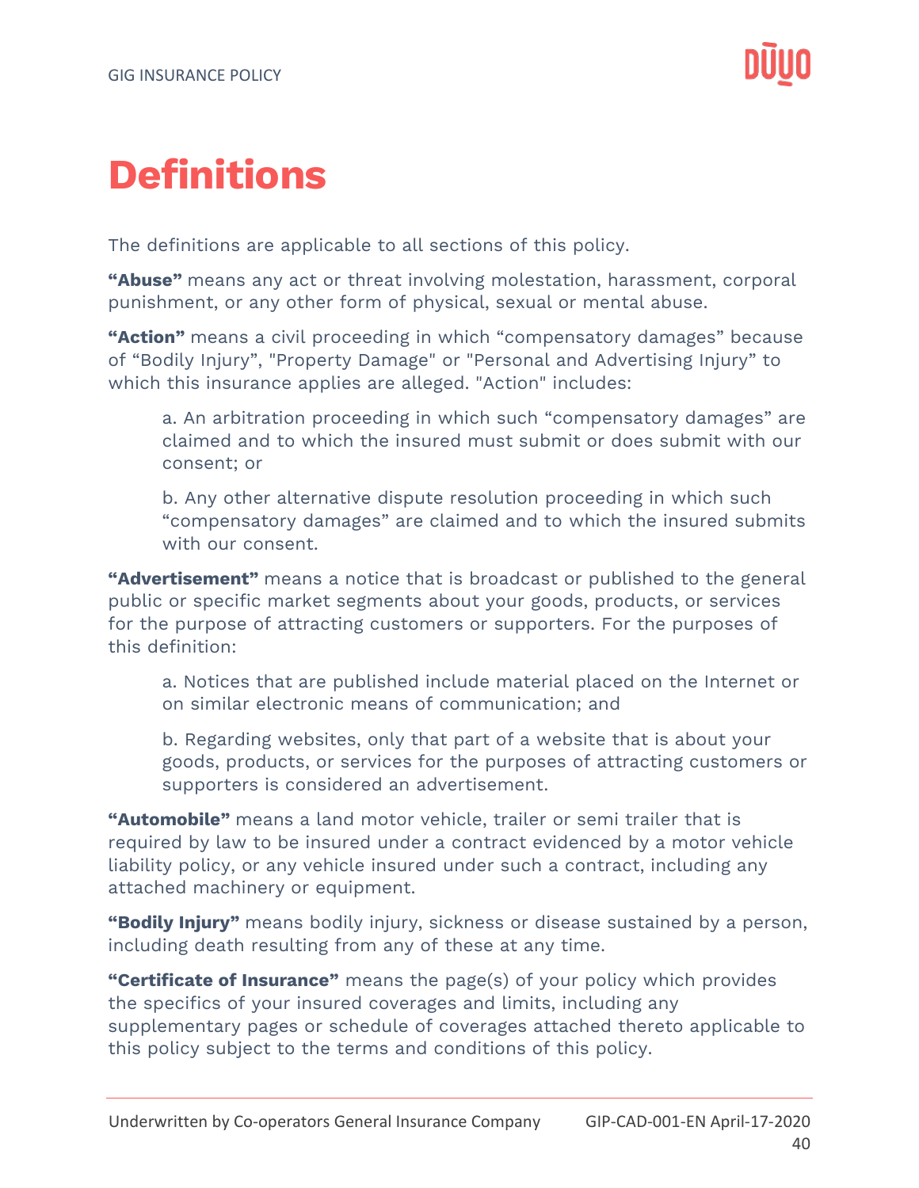# Definitions

The definitions are applicable to all sections of this policy.

**"Abuse"** means any act or threat involving molestation, harassment, corporal punishment, or any other form of physical, sexual or mental abuse.

**"Action"** means a civil proceeding in which "compensatory damages" because of "Bodily Injury", "Property Damage" or "Personal and Advertising Injury" to which this insurance applies are alleged. "Action" includes:

> a. An arbitration proceeding in which such "compensatory damages" are claimed and to which the insured must submit or does submit with our consent; or
>
> b. Any other alternative dispute resolution proceeding in which such "compensatory damages" are claimed and to which the insured submits with our consent.

**"Advertisement"** means a notice that is broadcast or published to the general public or specific market segments about your goods, products, or services for the purpose of attracting customers or supporters. For the purposes of this definition:

> a. Notices that are published include material placed on the Internet or on similar electronic means of communication; and
>
> b. Regarding websites, only that part of a website that is about your goods, products, or services for the purposes of attracting customers or supporters is considered an advertisement.

**"Automobile"** means a land motor vehicle, trailer or semi trailer that is required by law to be insured under a contract evidenced by a motor vehicle liability policy, or any vehicle insured under such a contract, including any attached machinery or equipment.

**"Bodily Injury"** means bodily injury, sickness or disease sustained by a person, including death resulting from any of these at any time.

**"Certificate of Insurance"** means the page(s) of your policy which provides the specifics of your insured coverages and limits, including any supplementary pages or schedule of coverages attached thereto applicable to this policy subject to the terms and conditions of this policy.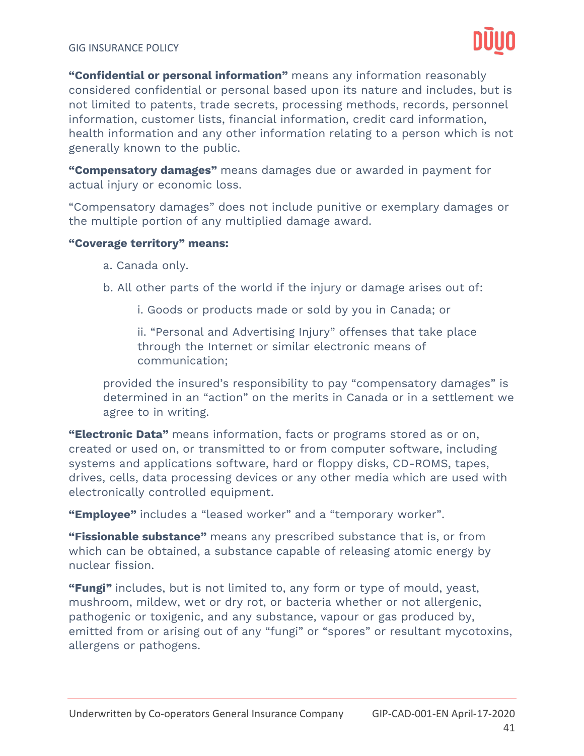**"Confidential or personal information"** means any information reasonably considered confidential or personal based upon its nature and includes, but is not limited to, patents, trade secrets, processing methods, records, personnel information, customer lists, financial information, credit card information, health information and any other information relating to a person which is not generally known to the public.

**"Compensatory damages"** means damages due or awarded in payment for actual injury or economic loss.

"Compensatory damages" does not include punitive or exemplary damages or the multiple portion of any multiplied damage award.

**"Coverage territory" means:**

a. Canada only.

b. All other parts of the world if the injury or damage arises out of:

i. Goods or products made or sold by you in Canada; or

ii. "Personal and Advertising Injury" offenses that take place through the Internet or similar electronic means of communication;

provided the insured's responsibility to pay "compensatory damages" is determined in an "action" on the merits in Canada or in a settlement we agree to in writing.

**"Electronic Data"** means information, facts or programs stored as or on, created or used on, or transmitted to or from computer software, including systems and applications software, hard or floppy disks, CD-ROMS, tapes, drives, cells, data processing devices or any other media which are used with electronically controlled equipment.

**"Employee"** includes a "leased worker" and a "temporary worker".

**"Fissionable substance"** means any prescribed substance that is, or from which can be obtained, a substance capable of releasing atomic energy by nuclear fission.

**"Fungi"** includes, but is not limited to, any form or type of mould, yeast, mushroom, mildew, wet or dry rot, or bacteria whether or not allergenic, pathogenic or toxigenic, and any substance, vapour or gas produced by, emitted from or arising out of any "fungi" or "spores" or resultant mycotoxins, allergens or pathogens.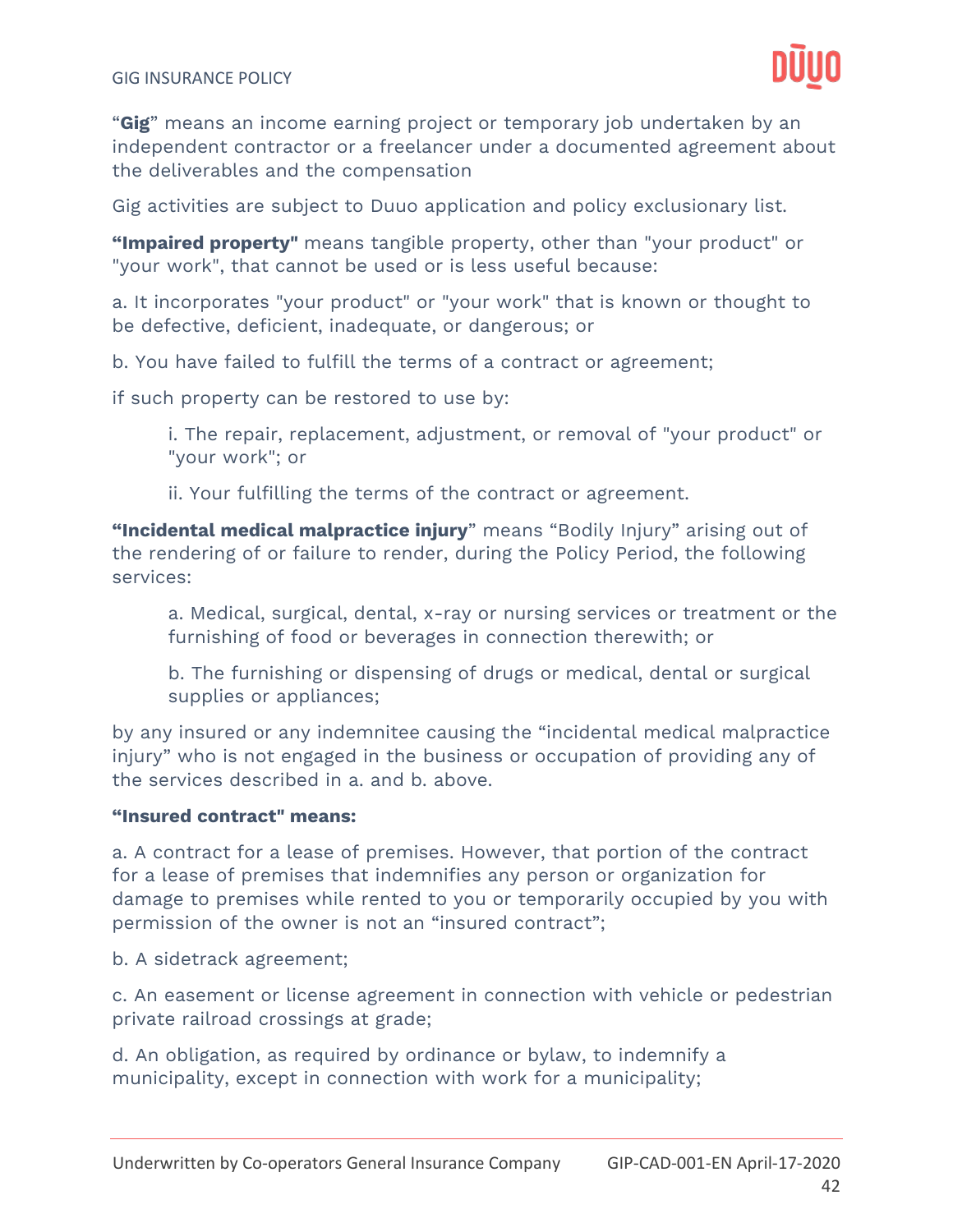"**Gig**" means an income earning project or temporary job undertaken by an independent contractor or a freelancer under a documented agreement about the deliverables and the compensation

Gig activities are subject to Duuo application and policy exclusionary list.

**"Impaired property"** means tangible property, other than "your product" or "your work", that cannot be used or is less useful because:

a. It incorporates "your product" or "your work" that is known or thought to be defective, deficient, inadequate, or dangerous; or

b. You have failed to fulfill the terms of a contract or agreement;

if such property can be restored to use by:

> i. The repair, replacement, adjustment, or removal of "your product" or "your work"; or
>
> ii. Your fulfilling the terms of the contract or agreement.

**"Incidental medical malpractice injury"** means "Bodily Injury" arising out of the rendering of or failure to render, during the Policy Period, the following services:

> a. Medical, surgical, dental, x-ray or nursing services or treatment or the furnishing of food or beverages in connection therewith; or
>
> b. The furnishing or dispensing of drugs or medical, dental or surgical supplies or appliances;

by any insured or any indemnitee causing the "incidental medical malpractice injury" who is not engaged in the business or occupation of providing any of the services described in a. and b. above.

**"Insured contract" means:**

a. A contract for a lease of premises. However, that portion of the contract for a lease of premises that indemnifies any person or organization for damage to premises while rented to you or temporarily occupied by you with permission of the owner is not an "insured contract";

b. A sidetrack agreement;

c. An easement or license agreement in connection with vehicle or pedestrian private railroad crossings at grade;

d. An obligation, as required by ordinance or bylaw, to indemnify a municipality, except in connection with work for a municipality;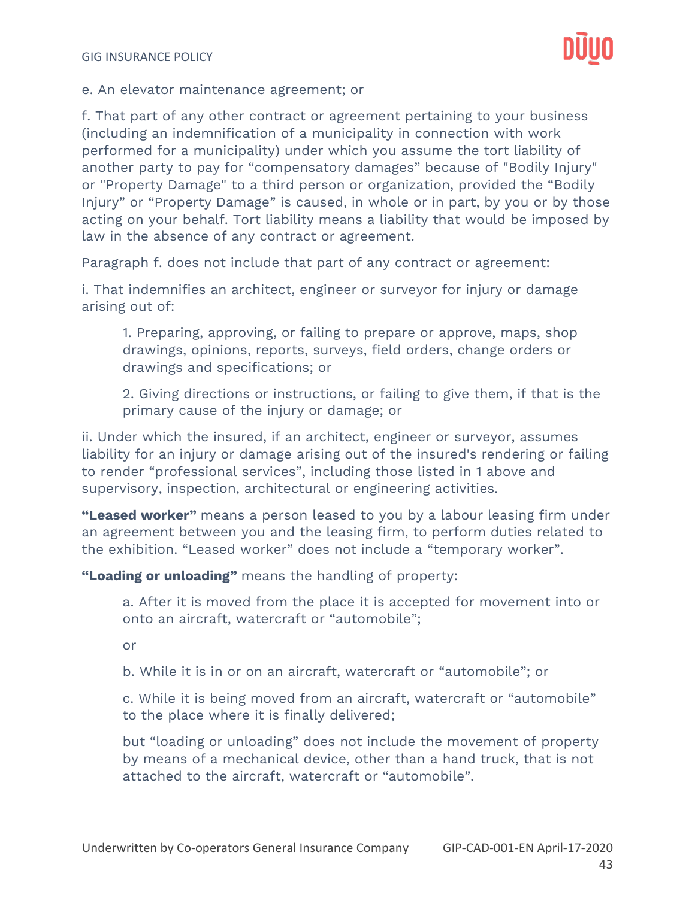e. An elevator maintenance agreement; or

f. That part of any other contract or agreement pertaining to your business (including an indemnification of a municipality in connection with work performed for a municipality) under which you assume the tort liability of another party to pay for "compensatory damages" because of "Bodily Injury" or "Property Damage" to a third person or organization, provided the "Bodily Injury" or "Property Damage" is caused, in whole or in part, by you or by those acting on your behalf. Tort liability means a liability that would be imposed by law in the absence of any contract or agreement.

Paragraph f. does not include that part of any contract or agreement:

i. That indemnifies an architect, engineer or surveyor for injury or damage arising out of:

> 1. Preparing, approving, or failing to prepare or approve, maps, shop drawings, opinions, reports, surveys, field orders, change orders or drawings and specifications; or
>
> 2. Giving directions or instructions, or failing to give them, if that is the primary cause of the injury or damage; or

ii. Under which the insured, if an architect, engineer or surveyor, assumes liability for an injury or damage arising out of the insured's rendering or failing to render "professional services", including those listed in 1 above and supervisory, inspection, architectural or engineering activities.

**"Leased worker"** means a person leased to you by a labour leasing firm under an agreement between you and the leasing firm, to perform duties related to the exhibition. "Leased worker" does not include a "temporary worker".

**"Loading or unloading"** means the handling of property:

> a. After it is moved from the place it is accepted for movement into or onto an aircraft, watercraft or "automobile";
>
> or
>
> b. While it is in or on an aircraft, watercraft or "automobile"; or
>
> c. While it is being moved from an aircraft, watercraft or "automobile" to the place where it is finally delivered;
>
> but "loading or unloading" does not include the movement of property by means of a mechanical device, other than a hand truck, that is not attached to the aircraft, watercraft or "automobile".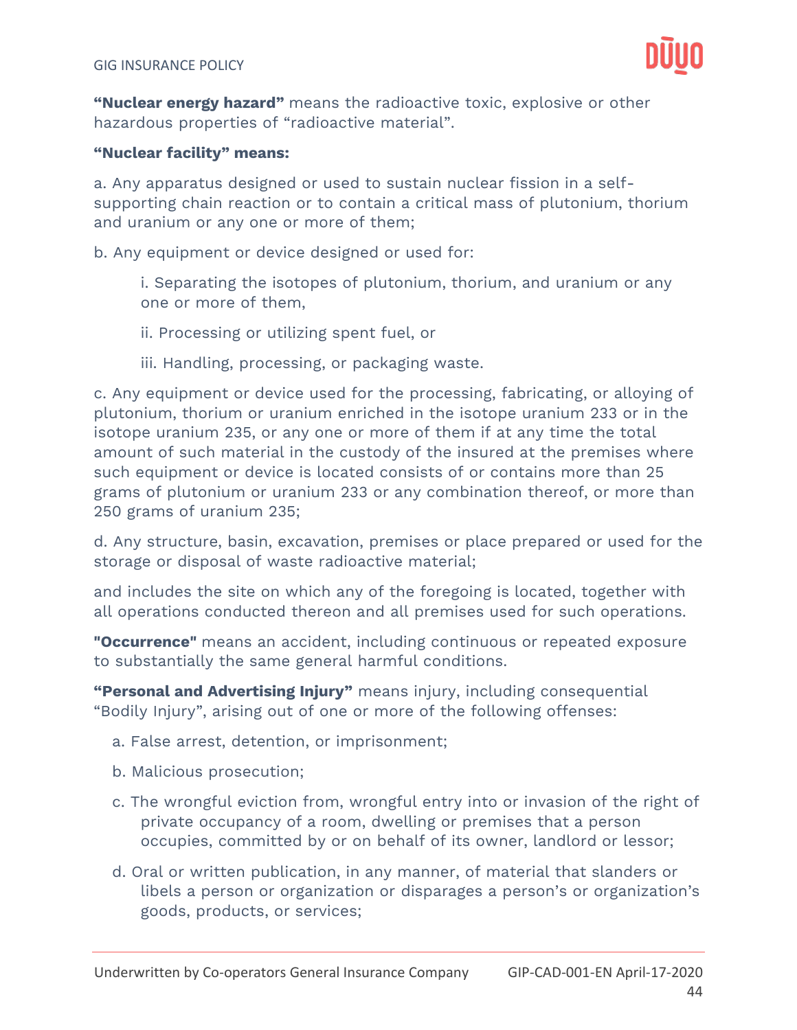**"Nuclear energy hazard"** means the radioactive toxic, explosive or other hazardous properties of "radioactive material".

**"Nuclear facility" means:**

a. Any apparatus designed or used to sustain nuclear fission in a self-supporting chain reaction or to contain a critical mass of plutonium, thorium and uranium or any one or more of them;

b. Any equipment or device designed or used for:

> i. Separating the isotopes of plutonium, thorium, and uranium or any one or more of them,
>
> ii. Processing or utilizing spent fuel, or
>
> iii. Handling, processing, or packaging waste.

c. Any equipment or device used for the processing, fabricating, or alloying of plutonium, thorium or uranium enriched in the isotope uranium 233 or in the isotope uranium 235, or any one or more of them if at any time the total amount of such material in the custody of the insured at the premises where such equipment or device is located consists of or contains more than 25 grams of plutonium or uranium 233 or any combination thereof, or more than 250 grams of uranium 235;

d. Any structure, basin, excavation, premises or place prepared or used for the storage or disposal of waste radioactive material;

and includes the site on which any of the foregoing is located, together with all operations conducted thereon and all premises used for such operations.

**"Occurrence"** means an accident, including continuous or repeated exposure to substantially the same general harmful conditions.

**"Personal and Advertising Injury"** means injury, including consequential "Bodily Injury", arising out of one or more of the following offenses:

a. False arrest, detention, or imprisonment;

b. Malicious prosecution;

c. The wrongful eviction from, wrongful entry into or invasion of the right of private occupancy of a room, dwelling or premises that a person occupies, committed by or on behalf of its owner, landlord or lessor;

d. Oral or written publication, in any manner, of material that slanders or libels a person or organization or disparages a person's or organization's goods, products, or services;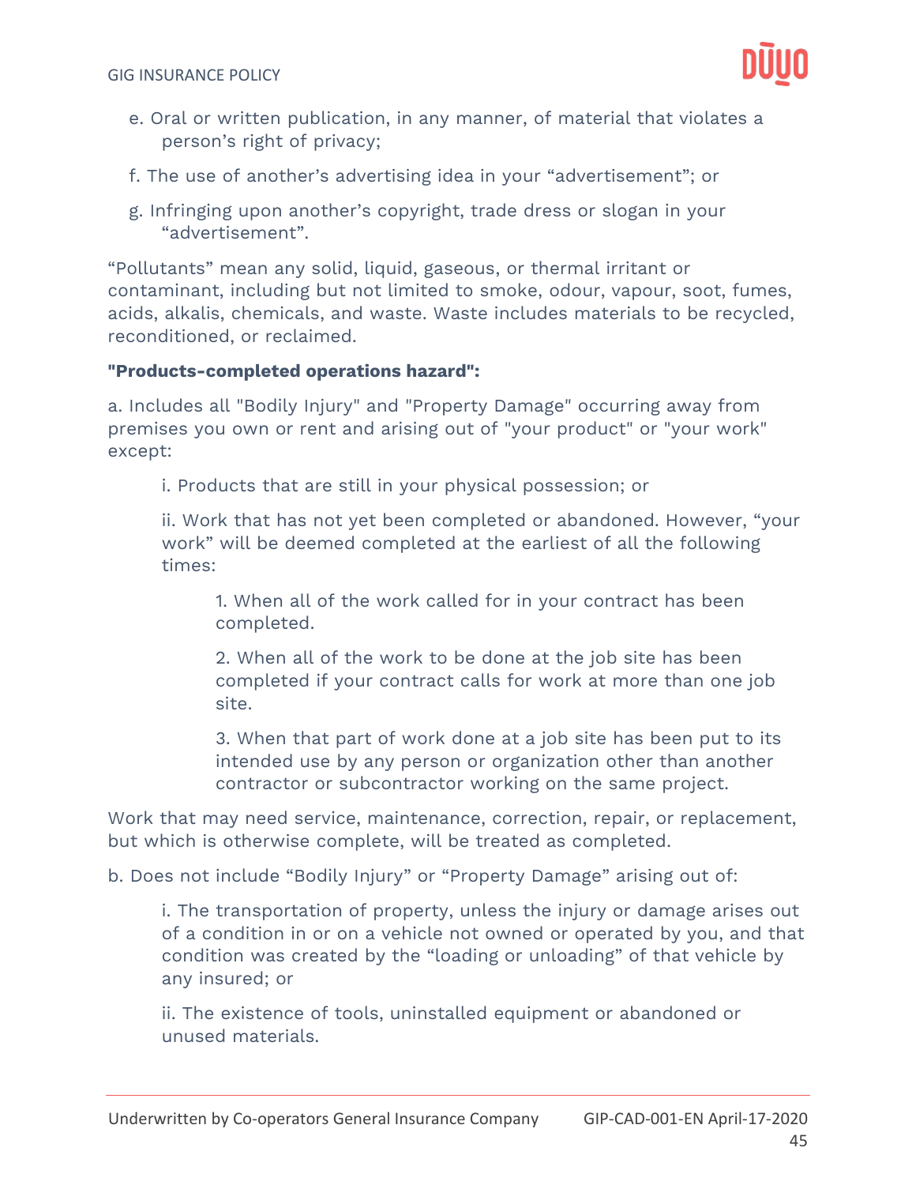e. Oral or written publication, in any manner, of material that violates a person's right of privacy;

f. The use of another's advertising idea in your "advertisement"; or

g. Infringing upon another's copyright, trade dress or slogan in your "advertisement".

"Pollutants" mean any solid, liquid, gaseous, or thermal irritant or contaminant, including but not limited to smoke, odour, vapour, soot, fumes, acids, alkalis, chemicals, and waste. Waste includes materials to be recycled, reconditioned, or reclaimed.

**"Products-completed operations hazard":**

a. Includes all "Bodily Injury" and "Property Damage" occurring away from premises you own or rent and arising out of "your product" or "your work" except:

i. Products that are still in your physical possession; or

ii. Work that has not yet been completed or abandoned. However, "your work" will be deemed completed at the earliest of all the following times:

1. When all of the work called for in your contract has been completed.

2. When all of the work to be done at the job site has been completed if your contract calls for work at more than one job site.

3. When that part of work done at a job site has been put to its intended use by any person or organization other than another contractor or subcontractor working on the same project.

Work that may need service, maintenance, correction, repair, or replacement, but which is otherwise complete, will be treated as completed.

b. Does not include "Bodily Injury" or "Property Damage" arising out of:

i. The transportation of property, unless the injury or damage arises out of a condition in or on a vehicle not owned or operated by you, and that condition was created by the "loading or unloading" of that vehicle by any insured; or

ii. The existence of tools, uninstalled equipment or abandoned or unused materials.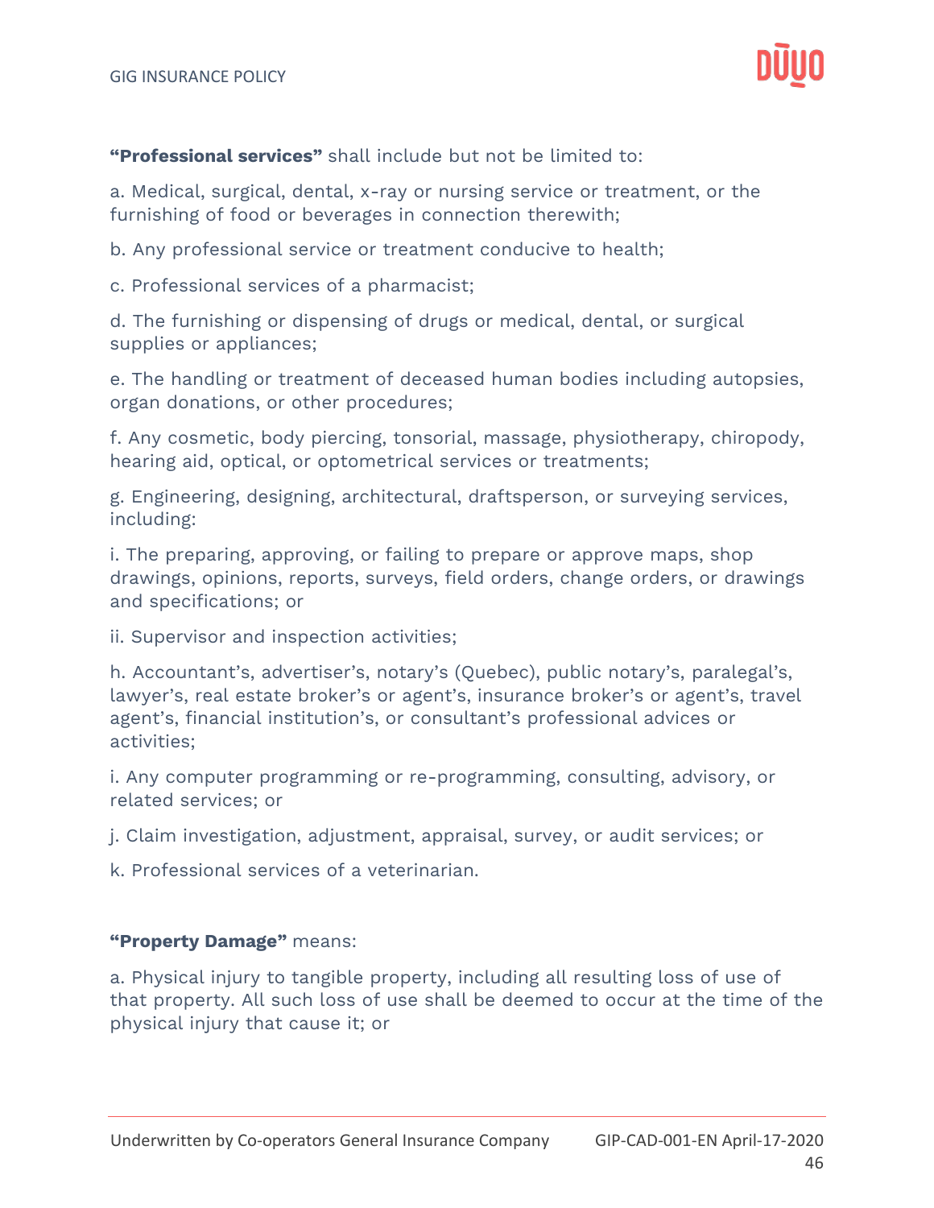**"Professional services"** shall include but not be limited to:

a. Medical, surgical, dental, x-ray or nursing service or treatment, or the furnishing of food or beverages in connection therewith;

b. Any professional service or treatment conducive to health;

c. Professional services of a pharmacist;

d. The furnishing or dispensing of drugs or medical, dental, or surgical supplies or appliances;

e. The handling or treatment of deceased human bodies including autopsies, organ donations, or other procedures;

f. Any cosmetic, body piercing, tonsorial, massage, physiotherapy, chiropody, hearing aid, optical, or optometrical services or treatments;

g. Engineering, designing, architectural, draftsperson, or surveying services, including:

i. The preparing, approving, or failing to prepare or approve maps, shop drawings, opinions, reports, surveys, field orders, change orders, or drawings and specifications; or

ii. Supervisor and inspection activities;

h. Accountant's, advertiser's, notary's (Quebec), public notary's, paralegal's, lawyer's, real estate broker's or agent's, insurance broker's or agent's, travel agent's, financial institution's, or consultant's professional advices or activities;

i. Any computer programming or re-programming, consulting, advisory, or related services; or

j. Claim investigation, adjustment, appraisal, survey, or audit services; or

k. Professional services of a veterinarian.

**"Property Damage"** means:

a. Physical injury to tangible property, including all resulting loss of use of that property. All such loss of use shall be deemed to occur at the time of the physical injury that cause it; or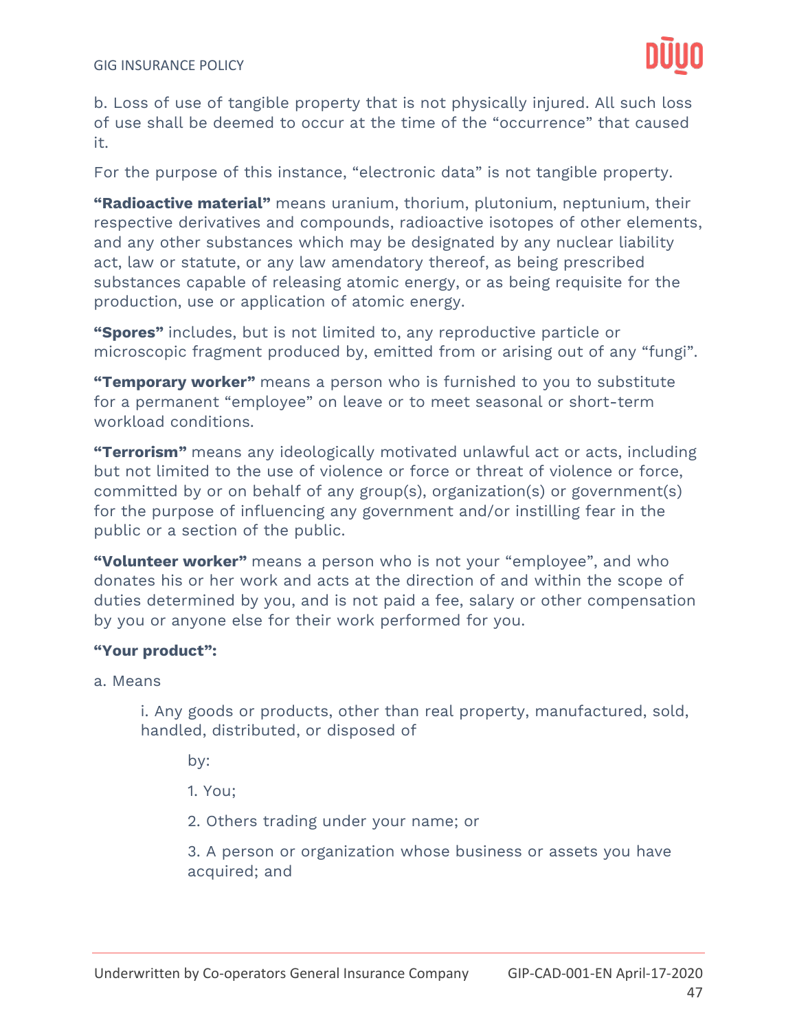b. Loss of use of tangible property that is not physically injured. All such loss of use shall be deemed to occur at the time of the "occurrence" that caused it.

For the purpose of this instance, "electronic data" is not tangible property.

**"Radioactive material"** means uranium, thorium, plutonium, neptunium, their respective derivatives and compounds, radioactive isotopes of other elements, and any other substances which may be designated by any nuclear liability act, law or statute, or any law amendatory thereof, as being prescribed substances capable of releasing atomic energy, or as being requisite for the production, use or application of atomic energy.

**"Spores"** includes, but is not limited to, any reproductive particle or microscopic fragment produced by, emitted from or arising out of any "fungi".

**"Temporary worker"** means a person who is furnished to you to substitute for a permanent "employee" on leave or to meet seasonal or short-term workload conditions.

**"Terrorism"** means any ideologically motivated unlawful act or acts, including but not limited to the use of violence or force or threat of violence or force, committed by or on behalf of any group(s), organization(s) or government(s) for the purpose of influencing any government and/or instilling fear in the public or a section of the public.

**"Volunteer worker"** means a person who is not your "employee", and who donates his or her work and acts at the direction of and within the scope of duties determined by you, and is not paid a fee, salary or other compensation by you or anyone else for their work performed for you.

**"Your product":**

a. Means

> i. Any goods or products, other than real property, manufactured, sold, handled, distributed, or disposed of
>
> by:
>
> 1. You;
>
> 2. Others trading under your name; or
>
> 3. A person or organization whose business or assets you have acquired; and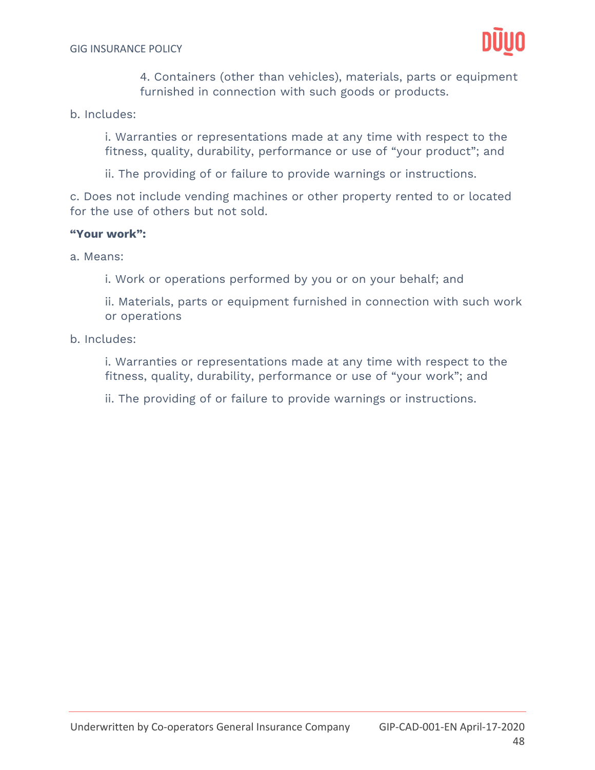4. Containers (other than vehicles), materials, parts or equipment furnished in connection with such goods or products.

b. Includes:

i. Warranties or representations made at any time with respect to the fitness, quality, durability, performance or use of “your product”; and

ii. The providing of or failure to provide warnings or instructions.

c. Does not include vending machines or other property rented to or located for the use of others but not sold.

**“Your work”:**

a. Means:

i. Work or operations performed by you or on your behalf; and

ii. Materials, parts or equipment furnished in connection with such work or operations

b. Includes:

i. Warranties or representations made at any time with respect to the fitness, quality, durability, performance or use of “your work”; and

ii. The providing of or failure to provide warnings or instructions.